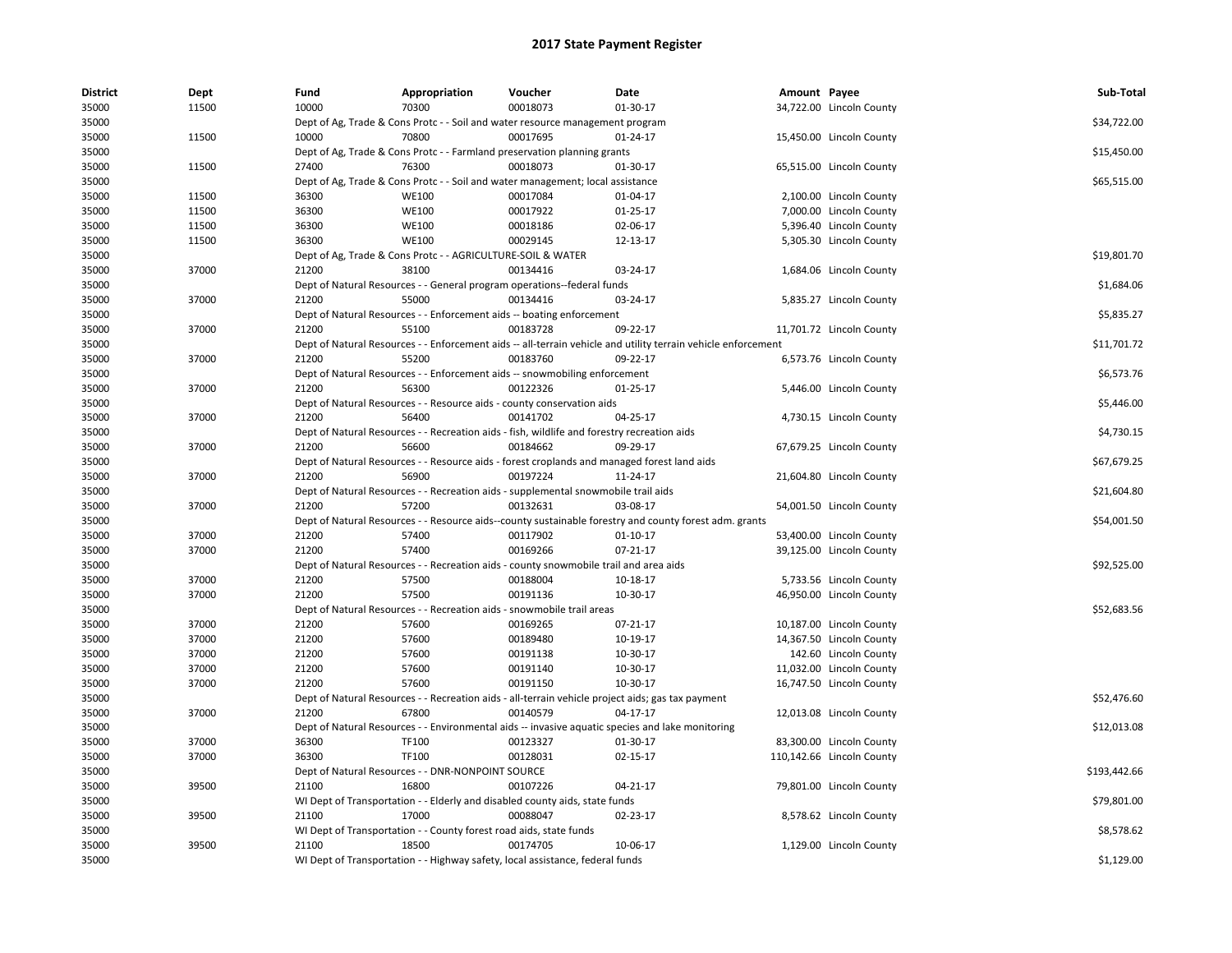# 2017 State Payment Register

| District | Dept | Fund | Appropriation | Voucher | Date | Amount | Payee | Sub-Total |
| --- | --- | --- | --- | --- | --- | --- | --- | --- |
| 35000 | 11500 | 10000 | 70300 | 00018073 | 01-30-17 | 34,722.00 | Lincoln County | |
| 35000 | | Dept of Ag, Trade & Cons Protc - - Soil and water resource management program | | | | | | $34,722.00 |
| 35000 | 11500 | 10000 | 70800 | 00017695 | 01-24-17 | 15,450.00 | Lincoln County | |
| 35000 | | Dept of Ag, Trade & Cons Protc - - Farmland preservation planning grants | | | | | | $15,450.00 |
| 35000 | 11500 | 27400 | 76300 | 00018073 | 01-30-17 | 65,515.00 | Lincoln County | |
| 35000 | | Dept of Ag, Trade & Cons Protc - - Soil and water management; local assistance | | | | | | $65,515.00 |
| 35000 | 11500 | 36300 | WE100 | 00017084 | 01-04-17 | 2,100.00 | Lincoln County | |
| 35000 | 11500 | 36300 | WE100 | 00017922 | 01-25-17 | 7,000.00 | Lincoln County | |
| 35000 | 11500 | 36300 | WE100 | 00018186 | 02-06-17 | 5,396.40 | Lincoln County | |
| 35000 | 11500 | 36300 | WE100 | 00029145 | 12-13-17 | 5,305.30 | Lincoln County | |
| 35000 | | Dept of Ag, Trade & Cons Protc - - AGRICULTURE-SOIL & WATER | | | | | | $19,801.70 |
| 35000 | 37000 | 21200 | 38100 | 00134416 | 03-24-17 | 1,684.06 | Lincoln County | |
| 35000 | | Dept of Natural Resources - - General program operations--federal funds | | | | | | $1,684.06 |
| 35000 | 37000 | 21200 | 55000 | 00134416 | 03-24-17 | 5,835.27 | Lincoln County | |
| 35000 | | Dept of Natural Resources - - Enforcement aids -- boating enforcement | | | | | | $5,835.27 |
| 35000 | 37000 | 21200 | 55100 | 00183728 | 09-22-17 | 11,701.72 | Lincoln County | |
| 35000 | | Dept of Natural Resources - - Enforcement aids -- all-terrain vehicle and utility terrain vehicle enforcement | | | | | | $11,701.72 |
| 35000 | 37000 | 21200 | 55200 | 00183760 | 09-22-17 | 6,573.76 | Lincoln County | |
| 35000 | | Dept of Natural Resources - - Enforcement aids -- snowmobiling enforcement | | | | | | $6,573.76 |
| 35000 | 37000 | 21200 | 56300 | 00122326 | 01-25-17 | 5,446.00 | Lincoln County | |
| 35000 | | Dept of Natural Resources - - Resource aids - county conservation aids | | | | | | $5,446.00 |
| 35000 | 37000 | 21200 | 56400 | 00141702 | 04-25-17 | 4,730.15 | Lincoln County | |
| 35000 | | Dept of Natural Resources - - Recreation aids - fish, wildlife and forestry recreation aids | | | | | | $4,730.15 |
| 35000 | 37000 | 21200 | 56600 | 00184662 | 09-29-17 | 67,679.25 | Lincoln County | |
| 35000 | | Dept of Natural Resources - - Resource aids - forest croplands and managed forest land aids | | | | | | $67,679.25 |
| 35000 | 37000 | 21200 | 56900 | 00197224 | 11-24-17 | 21,604.80 | Lincoln County | |
| 35000 | | Dept of Natural Resources - - Recreation aids - supplemental snowmobile trail aids | | | | | | $21,604.80 |
| 35000 | 37000 | 21200 | 57200 | 00132631 | 03-08-17 | 54,001.50 | Lincoln County | |
| 35000 | | Dept of Natural Resources - - Resource aids--county sustainable forestry and county forest adm. grants | | | | | | $54,001.50 |
| 35000 | 37000 | 21200 | 57400 | 00117902 | 01-10-17 | 53,400.00 | Lincoln County | |
| 35000 | 37000 | 21200 | 57400 | 00169266 | 07-21-17 | 39,125.00 | Lincoln County | |
| 35000 | | Dept of Natural Resources - - Recreation aids - county snowmobile trail and area aids | | | | | | $92,525.00 |
| 35000 | 37000 | 21200 | 57500 | 00188004 | 10-18-17 | 5,733.56 | Lincoln County | |
| 35000 | 37000 | 21200 | 57500 | 00191136 | 10-30-17 | 46,950.00 | Lincoln County | |
| 35000 | | Dept of Natural Resources - - Recreation aids - snowmobile trail areas | | | | | | $52,683.56 |
| 35000 | 37000 | 21200 | 57600 | 00169265 | 07-21-17 | 10,187.00 | Lincoln County | |
| 35000 | 37000 | 21200 | 57600 | 00189480 | 10-19-17 | 14,367.50 | Lincoln County | |
| 35000 | 37000 | 21200 | 57600 | 00191138 | 10-30-17 | 142.60 | Lincoln County | |
| 35000 | 37000 | 21200 | 57600 | 00191140 | 10-30-17 | 11,032.00 | Lincoln County | |
| 35000 | 37000 | 21200 | 57600 | 00191150 | 10-30-17 | 16,747.50 | Lincoln County | |
| 35000 | | Dept of Natural Resources - - Recreation aids - all-terrain vehicle project aids; gas tax payment | | | | | | $52,476.60 |
| 35000 | 37000 | 21200 | 67800 | 00140579 | 04-17-17 | 12,013.08 | Lincoln County | |
| 35000 | | Dept of Natural Resources - - Environmental aids -- invasive aquatic species and lake monitoring | | | | | | $12,013.08 |
| 35000 | 37000 | 36300 | TF100 | 00123327 | 01-30-17 | 83,300.00 | Lincoln County | |
| 35000 | 37000 | 36300 | TF100 | 00128031 | 02-15-17 | 110,142.66 | Lincoln County | |
| 35000 | | Dept of Natural Resources - - DNR-NONPOINT SOURCE | | | | | | $193,442.66 |
| 35000 | 39500 | 21100 | 16800 | 00107226 | 04-21-17 | 79,801.00 | Lincoln County | |
| 35000 | | WI Dept of Transportation - - Elderly and disabled county aids, state funds | | | | | | $79,801.00 |
| 35000 | 39500 | 21100 | 17000 | 00088047 | 02-23-17 | 8,578.62 | Lincoln County | |
| 35000 | | WI Dept of Transportation - - County forest road aids, state funds | | | | | | $8,578.62 |
| 35000 | 39500 | 21100 | 18500 | 00174705 | 10-06-17 | 1,129.00 | Lincoln County | |
| 35000 | | WI Dept of Transportation - - Highway safety, local assistance, federal funds | | | | | | $1,129.00 |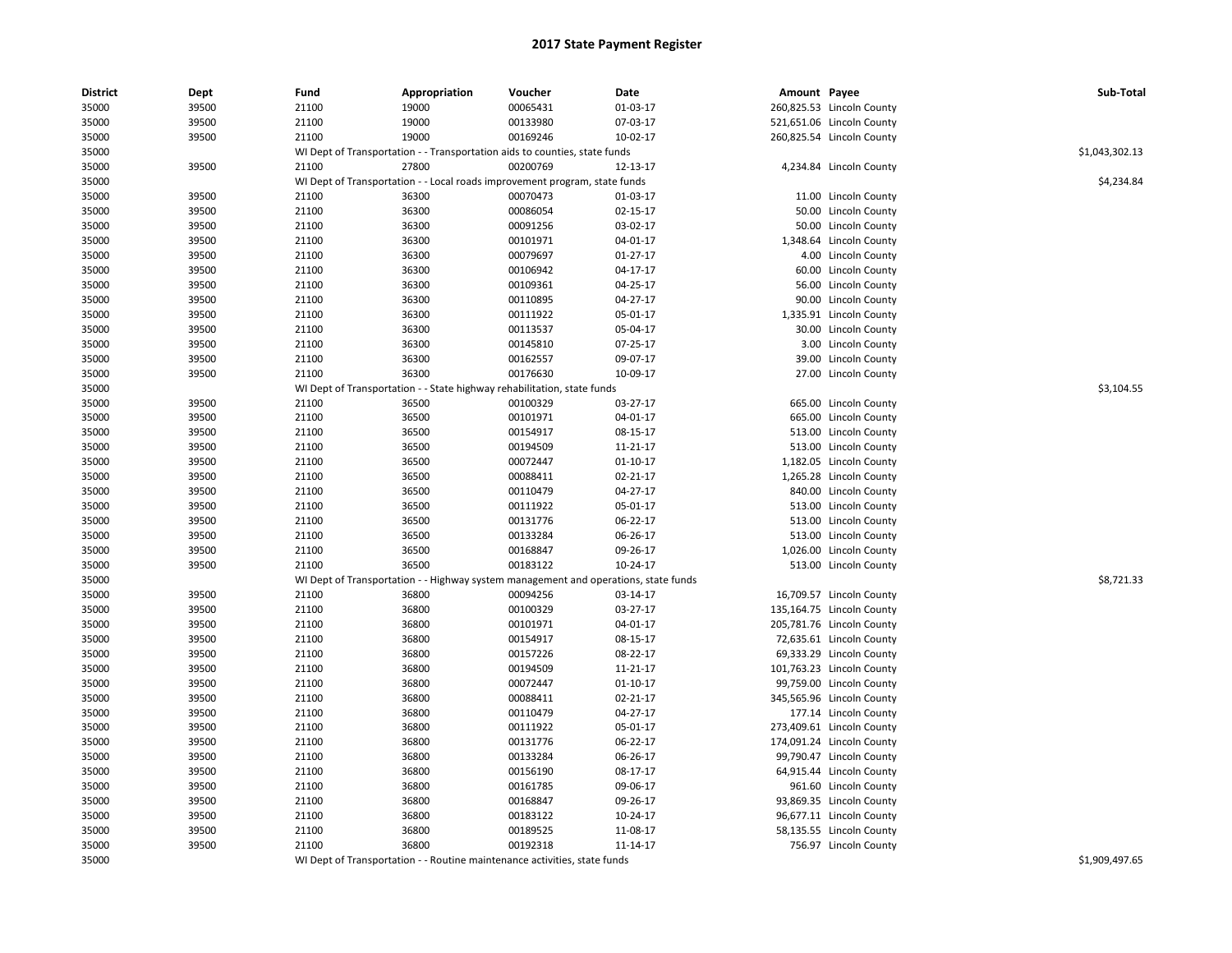# 2017 State Payment Register

| District | Dept | Fund | Appropriation | Voucher | Date | Amount | Payee | Sub-Total |
|---|---|---|---|---|---|---|---|---|
| 35000 | 39500 | 21100 | 19000 | 00065431 | 01-03-17 | 260,825.53 | Lincoln County | |
| 35000 | 39500 | 21100 | 19000 | 00133980 | 07-03-17 | 521,651.06 | Lincoln County | |
| 35000 | 39500 | 21100 | 19000 | 00169246 | 10-02-17 | 260,825.54 | Lincoln County | |
| 35000 | | WI Dept of Transportation - - Transportation aids to counties, state funds | | | | | | $1,043,302.13 |
| 35000 | 39500 | 21100 | 27800 | 00200769 | 12-13-17 | 4,234.84 | Lincoln County | |
| 35000 | | WI Dept of Transportation - - Local roads improvement program, state funds | | | | | | $4,234.84 |
| 35000 | 39500 | 21100 | 36300 | 00070473 | 01-03-17 | 11.00 | Lincoln County | |
| 35000 | 39500 | 21100 | 36300 | 00086054 | 02-15-17 | 50.00 | Lincoln County | |
| 35000 | 39500 | 21100 | 36300 | 00091256 | 03-02-17 | 50.00 | Lincoln County | |
| 35000 | 39500 | 21100 | 36300 | 00101971 | 04-01-17 | 1,348.64 | Lincoln County | |
| 35000 | 39500 | 21100 | 36300 | 00079697 | 01-27-17 | 4.00 | Lincoln County | |
| 35000 | 39500 | 21100 | 36300 | 00106942 | 04-17-17 | 60.00 | Lincoln County | |
| 35000 | 39500 | 21100 | 36300 | 00109361 | 04-25-17 | 56.00 | Lincoln County | |
| 35000 | 39500 | 21100 | 36300 | 00110895 | 04-27-17 | 90.00 | Lincoln County | |
| 35000 | 39500 | 21100 | 36300 | 00111922 | 05-01-17 | 1,335.91 | Lincoln County | |
| 35000 | 39500 | 21100 | 36300 | 00113537 | 05-04-17 | 30.00 | Lincoln County | |
| 35000 | 39500 | 21100 | 36300 | 00145810 | 07-25-17 | 3.00 | Lincoln County | |
| 35000 | 39500 | 21100 | 36300 | 00162557 | 09-07-17 | 39.00 | Lincoln County | |
| 35000 | 39500 | 21100 | 36300 | 00176630 | 10-09-17 | 27.00 | Lincoln County | |
| 35000 | | WI Dept of Transportation - - State highway rehabilitation, state funds | | | | | | $3,104.55 |
| 35000 | 39500 | 21100 | 36500 | 00100329 | 03-27-17 | 665.00 | Lincoln County | |
| 35000 | 39500 | 21100 | 36500 | 00101971 | 04-01-17 | 665.00 | Lincoln County | |
| 35000 | 39500 | 21100 | 36500 | 00154917 | 08-15-17 | 513.00 | Lincoln County | |
| 35000 | 39500 | 21100 | 36500 | 00194509 | 11-21-17 | 513.00 | Lincoln County | |
| 35000 | 39500 | 21100 | 36500 | 00072447 | 01-10-17 | 1,182.05 | Lincoln County | |
| 35000 | 39500 | 21100 | 36500 | 00088411 | 02-21-17 | 1,265.28 | Lincoln County | |
| 35000 | 39500 | 21100 | 36500 | 00110479 | 04-27-17 | 840.00 | Lincoln County | |
| 35000 | 39500 | 21100 | 36500 | 00111922 | 05-01-17 | 513.00 | Lincoln County | |
| 35000 | 39500 | 21100 | 36500 | 00131776 | 06-22-17 | 513.00 | Lincoln County | |
| 35000 | 39500 | 21100 | 36500 | 00133284 | 06-26-17 | 513.00 | Lincoln County | |
| 35000 | 39500 | 21100 | 36500 | 00168847 | 09-26-17 | 1,026.00 | Lincoln County | |
| 35000 | 39500 | 21100 | 36500 | 00183122 | 10-24-17 | 513.00 | Lincoln County | |
| 35000 | | WI Dept of Transportation - - Highway system management and operations, state funds | | | | | | $8,721.33 |
| 35000 | 39500 | 21100 | 36800 | 00094256 | 03-14-17 | 16,709.57 | Lincoln County | |
| 35000 | 39500 | 21100 | 36800 | 00100329 | 03-27-17 | 135,164.75 | Lincoln County | |
| 35000 | 39500 | 21100 | 36800 | 00101971 | 04-01-17 | 205,781.76 | Lincoln County | |
| 35000 | 39500 | 21100 | 36800 | 00154917 | 08-15-17 | 72,635.61 | Lincoln County | |
| 35000 | 39500 | 21100 | 36800 | 00157226 | 08-22-17 | 69,333.29 | Lincoln County | |
| 35000 | 39500 | 21100 | 36800 | 00194509 | 11-21-17 | 101,763.23 | Lincoln County | |
| 35000 | 39500 | 21100 | 36800 | 00072447 | 01-10-17 | 99,759.00 | Lincoln County | |
| 35000 | 39500 | 21100 | 36800 | 00088411 | 02-21-17 | 345,565.96 | Lincoln County | |
| 35000 | 39500 | 21100 | 36800 | 00110479 | 04-27-17 | 177.14 | Lincoln County | |
| 35000 | 39500 | 21100 | 36800 | 00111922 | 05-01-17 | 273,409.61 | Lincoln County | |
| 35000 | 39500 | 21100 | 36800 | 00131776 | 06-22-17 | 174,091.24 | Lincoln County | |
| 35000 | 39500 | 21100 | 36800 | 00133284 | 06-26-17 | 99,790.47 | Lincoln County | |
| 35000 | 39500 | 21100 | 36800 | 00156190 | 08-17-17 | 64,915.44 | Lincoln County | |
| 35000 | 39500 | 21100 | 36800 | 00161785 | 09-06-17 | 961.60 | Lincoln County | |
| 35000 | 39500 | 21100 | 36800 | 00168847 | 09-26-17 | 93,869.35 | Lincoln County | |
| 35000 | 39500 | 21100 | 36800 | 00183122 | 10-24-17 | 96,677.11 | Lincoln County | |
| 35000 | 39500 | 21100 | 36800 | 00189525 | 11-08-17 | 58,135.55 | Lincoln County | |
| 35000 | 39500 | 21100 | 36800 | 00192318 | 11-14-17 | 756.97 | Lincoln County | |
| 35000 | | WI Dept of Transportation - - Routine maintenance activities, state funds | | | | | | $1,909,497.65 |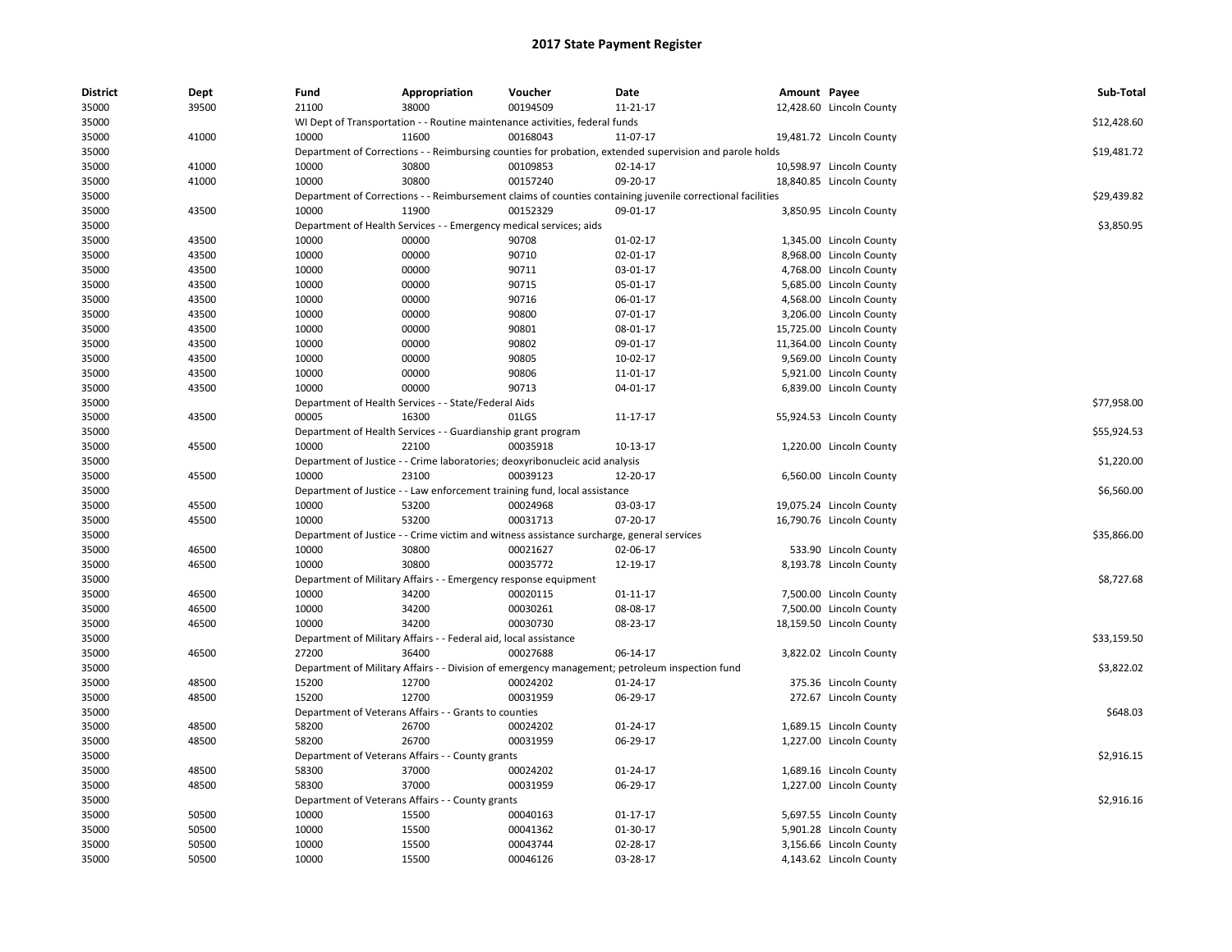## 2017 State Payment Register

| District | Dept | Fund | Appropriation | Voucher | Date | Amount | Payee | Sub-Total |
|---|---|---|---|---|---|---|---|---|
| 35000 | 39500 | 21100 | 38000 | 00194509 | 11-21-17 | 12,428.60 | Lincoln County | |
| 35000 | | WI Dept of Transportation - - Routine maintenance activities, federal funds | | | | | | $12,428.60 |
| 35000 | 41000 | 10000 | 11600 | 00168043 | 11-07-17 | 19,481.72 | Lincoln County | |
| 35000 | | Department of Corrections - - Reimbursing counties for probation, extended supervision and parole holds | | | | | | $19,481.72 |
| 35000 | 41000 | 10000 | 30800 | 00109853 | 02-14-17 | 10,598.97 | Lincoln County | |
| 35000 | 41000 | 10000 | 30800 | 00157240 | 09-20-17 | 18,840.85 | Lincoln County | |
| 35000 | | Department of Corrections - - Reimbursement claims of counties containing juvenile correctional facilities | | | | | | $29,439.82 |
| 35000 | 43500 | 10000 | 11900 | 00152329 | 09-01-17 | 3,850.95 | Lincoln County | |
| 35000 | | Department of Health Services - - Emergency medical services; aids | | | | | | $3,850.95 |
| 35000 | 43500 | 10000 | 00000 | 90708 | 01-02-17 | 1,345.00 | Lincoln County | |
| 35000 | 43500 | 10000 | 00000 | 90710 | 02-01-17 | 8,968.00 | Lincoln County | |
| 35000 | 43500 | 10000 | 00000 | 90711 | 03-01-17 | 4,768.00 | Lincoln County | |
| 35000 | 43500 | 10000 | 00000 | 90715 | 05-01-17 | 5,685.00 | Lincoln County | |
| 35000 | 43500 | 10000 | 00000 | 90716 | 06-01-17 | 4,568.00 | Lincoln County | |
| 35000 | 43500 | 10000 | 00000 | 90800 | 07-01-17 | 3,206.00 | Lincoln County | |
| 35000 | 43500 | 10000 | 00000 | 90801 | 08-01-17 | 15,725.00 | Lincoln County | |
| 35000 | 43500 | 10000 | 00000 | 90802 | 09-01-17 | 11,364.00 | Lincoln County | |
| 35000 | 43500 | 10000 | 00000 | 90805 | 10-02-17 | 9,569.00 | Lincoln County | |
| 35000 | 43500 | 10000 | 00000 | 90806 | 11-01-17 | 5,921.00 | Lincoln County | |
| 35000 | 43500 | 10000 | 00000 | 90713 | 04-01-17 | 6,839.00 | Lincoln County | |
| 35000 | | Department of Health Services - - State/Federal Aids | | | | | | $77,958.00 |
| 35000 | 43500 | 00005 | 16300 | 01LGS | 11-17-17 | 55,924.53 | Lincoln County | |
| 35000 | | Department of Health Services - - Guardianship grant program | | | | | | $55,924.53 |
| 35000 | 45500 | 10000 | 22100 | 00035918 | 10-13-17 | 1,220.00 | Lincoln County | |
| 35000 | | Department of Justice - - Crime laboratories; deoxyribonucleic acid analysis | | | | | | $1,220.00 |
| 35000 | 45500 | 10000 | 23100 | 00039123 | 12-20-17 | 6,560.00 | Lincoln County | |
| 35000 | | Department of Justice - - Law enforcement training fund, local assistance | | | | | | $6,560.00 |
| 35000 | 45500 | 10000 | 53200 | 00024968 | 03-03-17 | 19,075.24 | Lincoln County | |
| 35000 | 45500 | 10000 | 53200 | 00031713 | 07-20-17 | 16,790.76 | Lincoln County | |
| 35000 | | Department of Justice - - Crime victim and witness assistance surcharge, general services | | | | | | $35,866.00 |
| 35000 | 46500 | 10000 | 30800 | 00021627 | 02-06-17 | 533.90 | Lincoln County | |
| 35000 | 46500 | 10000 | 30800 | 00035772 | 12-19-17 | 8,193.78 | Lincoln County | |
| 35000 | | Department of Military Affairs - - Emergency response equipment | | | | | | $8,727.68 |
| 35000 | 46500 | 10000 | 34200 | 00020115 | 01-11-17 | 7,500.00 | Lincoln County | |
| 35000 | 46500 | 10000 | 34200 | 00030261 | 08-08-17 | 7,500.00 | Lincoln County | |
| 35000 | 46500 | 10000 | 34200 | 00030730 | 08-23-17 | 18,159.50 | Lincoln County | |
| 35000 | | Department of Military Affairs - - Federal aid, local assistance | | | | | | $33,159.50 |
| 35000 | 46500 | 27200 | 36400 | 00027688 | 06-14-17 | 3,822.02 | Lincoln County | |
| 35000 | | Department of Military Affairs - - Division of emergency management; petroleum inspection fund | | | | | | $3,822.02 |
| 35000 | 48500 | 15200 | 12700 | 00024202 | 01-24-17 | 375.36 | Lincoln County | |
| 35000 | 48500 | 15200 | 12700 | 00031959 | 06-29-17 | 272.67 | Lincoln County | |
| 35000 | | Department of Veterans Affairs - - Grants to counties | | | | | | $648.03 |
| 35000 | 48500 | 58200 | 26700 | 00024202 | 01-24-17 | 1,689.15 | Lincoln County | |
| 35000 | 48500 | 58200 | 26700 | 00031959 | 06-29-17 | 1,227.00 | Lincoln County | |
| 35000 | | Department of Veterans Affairs - - County grants | | | | | | $2,916.15 |
| 35000 | 48500 | 58300 | 37000 | 00024202 | 01-24-17 | 1,689.16 | Lincoln County | |
| 35000 | 48500 | 58300 | 37000 | 00031959 | 06-29-17 | 1,227.00 | Lincoln County | |
| 35000 | | Department of Veterans Affairs - - County grants | | | | | | $2,916.16 |
| 35000 | 50500 | 10000 | 15500 | 00040163 | 01-17-17 | 5,697.55 | Lincoln County | |
| 35000 | 50500 | 10000 | 15500 | 00041362 | 01-30-17 | 5,901.28 | Lincoln County | |
| 35000 | 50500 | 10000 | 15500 | 00043744 | 02-28-17 | 3,156.66 | Lincoln County | |
| 35000 | 50500 | 10000 | 15500 | 00046126 | 03-28-17 | 4,143.62 | Lincoln County | |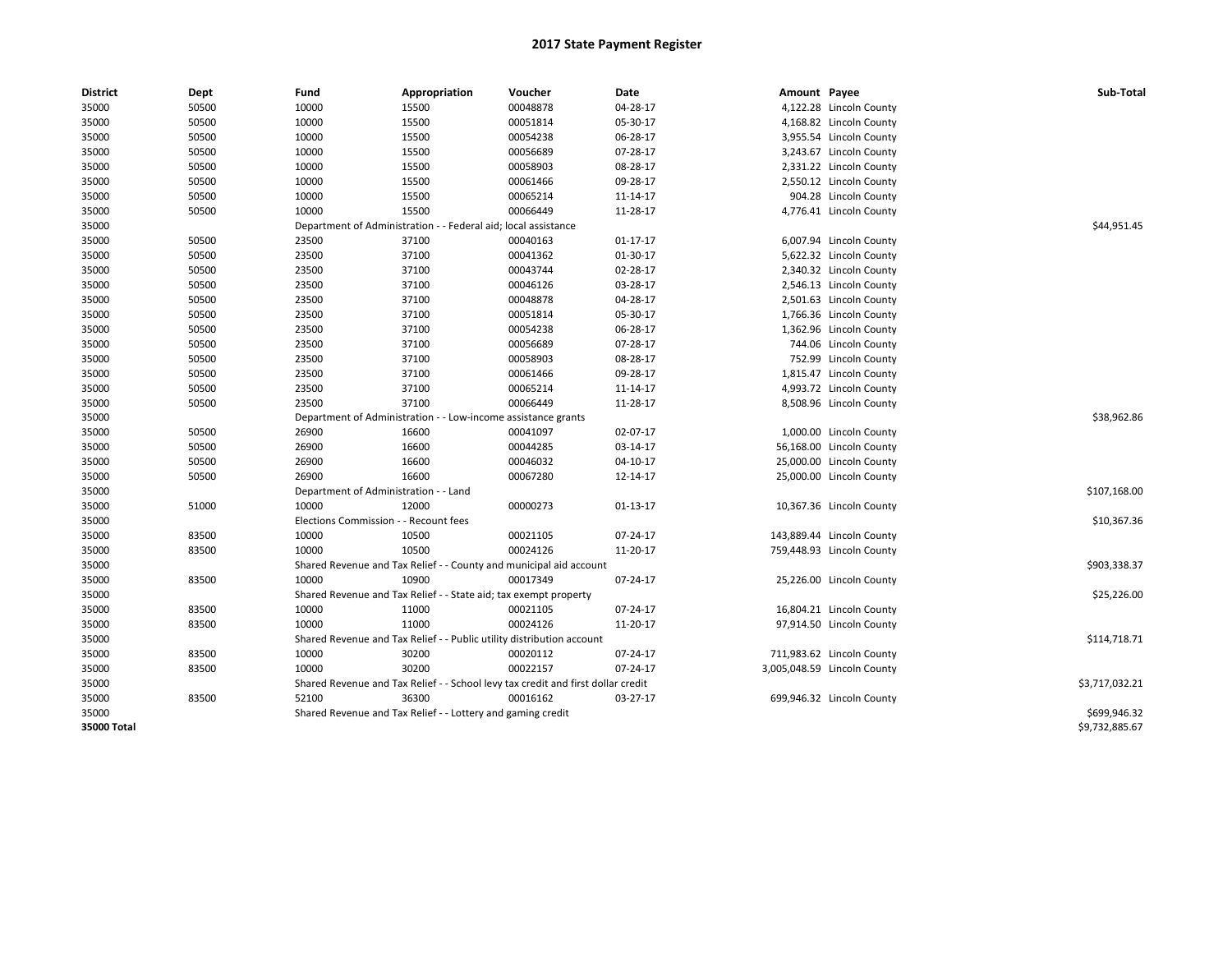# 2017 State Payment Register

| District | Dept | Fund | Appropriation | Voucher | Date | Amount | Payee | Sub-Total |
|---|---|---|---|---|---|---|---|---|
| 35000 | 50500 | 10000 | 15500 | 00048878 | 04-28-17 | 4,122.28 | Lincoln County | |
| 35000 | 50500 | 10000 | 15500 | 00051814 | 05-30-17 | 4,168.82 | Lincoln County | |
| 35000 | 50500 | 10000 | 15500 | 00054238 | 06-28-17 | 3,955.54 | Lincoln County | |
| 35000 | 50500 | 10000 | 15500 | 00056689 | 07-28-17 | 3,243.67 | Lincoln County | |
| 35000 | 50500 | 10000 | 15500 | 00058903 | 08-28-17 | 2,331.22 | Lincoln County | |
| 35000 | 50500 | 10000 | 15500 | 00061466 | 09-28-17 | 2,550.12 | Lincoln County | |
| 35000 | 50500 | 10000 | 15500 | 00065214 | 11-14-17 | 904.28 | Lincoln County | |
| 35000 | 50500 | 10000 | 15500 | 00066449 | 11-28-17 | 4,776.41 | Lincoln County | |
| 35000 | | Department of Administration - - Federal aid; local assistance | | | | | | $44,951.45 |
| 35000 | 50500 | 23500 | 37100 | 00040163 | 01-17-17 | 6,007.94 | Lincoln County | |
| 35000 | 50500 | 23500 | 37100 | 00041362 | 01-30-17 | 5,622.32 | Lincoln County | |
| 35000 | 50500 | 23500 | 37100 | 00043744 | 02-28-17 | 2,340.32 | Lincoln County | |
| 35000 | 50500 | 23500 | 37100 | 00046126 | 03-28-17 | 2,546.13 | Lincoln County | |
| 35000 | 50500 | 23500 | 37100 | 00048878 | 04-28-17 | 2,501.63 | Lincoln County | |
| 35000 | 50500 | 23500 | 37100 | 00051814 | 05-30-17 | 1,766.36 | Lincoln County | |
| 35000 | 50500 | 23500 | 37100 | 00054238 | 06-28-17 | 1,362.96 | Lincoln County | |
| 35000 | 50500 | 23500 | 37100 | 00056689 | 07-28-17 | 744.06 | Lincoln County | |
| 35000 | 50500 | 23500 | 37100 | 00058903 | 08-28-17 | 752.99 | Lincoln County | |
| 35000 | 50500 | 23500 | 37100 | 00061466 | 09-28-17 | 1,815.47 | Lincoln County | |
| 35000 | 50500 | 23500 | 37100 | 00065214 | 11-14-17 | 4,993.72 | Lincoln County | |
| 35000 | 50500 | 23500 | 37100 | 00066449 | 11-28-17 | 8,508.96 | Lincoln County | |
| 35000 | | Department of Administration - - Low-income assistance grants | | | | | | $38,962.86 |
| 35000 | 50500 | 26900 | 16600 | 00041097 | 02-07-17 | 1,000.00 | Lincoln County | |
| 35000 | 50500 | 26900 | 16600 | 00044285 | 03-14-17 | 56,168.00 | Lincoln County | |
| 35000 | 50500 | 26900 | 16600 | 00046032 | 04-10-17 | 25,000.00 | Lincoln County | |
| 35000 | 50500 | 26900 | 16600 | 00067280 | 12-14-17 | 25,000.00 | Lincoln County | |
| 35000 | | Department of Administration - - Land | | | | | | $107,168.00 |
| 35000 | 51000 | 10000 | 12000 | 00000273 | 01-13-17 | 10,367.36 | Lincoln County | |
| 35000 | | Elections Commission - - Recount fees | | | | | | $10,367.36 |
| 35000 | 83500 | 10000 | 10500 | 00021105 | 07-24-17 | 143,889.44 | Lincoln County | |
| 35000 | 83500 | 10000 | 10500 | 00024126 | 11-20-17 | 759,448.93 | Lincoln County | |
| 35000 | | Shared Revenue and Tax Relief - - County and municipal aid account | | | | | | $903,338.37 |
| 35000 | 83500 | 10000 | 10900 | 00017349 | 07-24-17 | 25,226.00 | Lincoln County | |
| 35000 | | Shared Revenue and Tax Relief - - State aid; tax exempt property | | | | | | $25,226.00 |
| 35000 | 83500 | 10000 | 11000 | 00021105 | 07-24-17 | 16,804.21 | Lincoln County | |
| 35000 | 83500 | 10000 | 11000 | 00024126 | 11-20-17 | 97,914.50 | Lincoln County | |
| 35000 | | Shared Revenue and Tax Relief - - Public utility distribution account | | | | | | $114,718.71 |
| 35000 | 83500 | 10000 | 30200 | 00020112 | 07-24-17 | 711,983.62 | Lincoln County | |
| 35000 | 83500 | 10000 | 30200 | 00022157 | 07-24-17 | 3,005,048.59 | Lincoln County | |
| 35000 | | Shared Revenue and Tax Relief - - School levy tax credit and first dollar credit | | | | | | $3,717,032.21 |
| 35000 | 83500 | 52100 | 36300 | 00016162 | 03-27-17 | 699,946.32 | Lincoln County | |
| 35000 | | Shared Revenue and Tax Relief - - Lottery and gaming credit | | | | | | $699,946.32 |
| **35000 Total** | | | | | | | | $9,732,885.67 |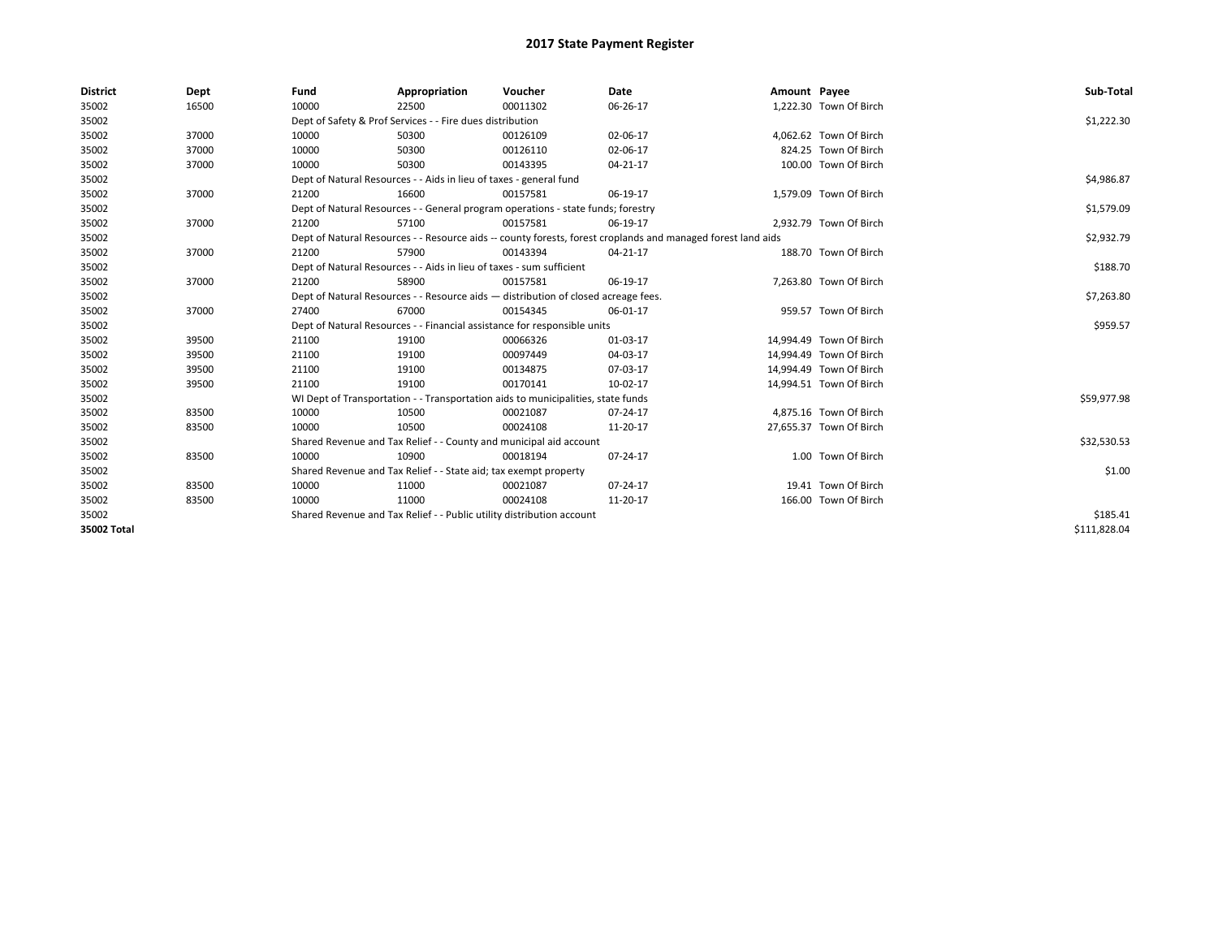# 2017 State Payment Register

| District | Dept | Fund | Appropriation | Voucher | Date | Amount | Payee | Sub-Total |
|---|---|---|---|---|---|---|---|---|
| 35002 | 16500 | 10000 | 22500 | 00011302 | 06-26-17 | 1,222.30 | Town Of Birch | |
| 35002 | | Dept of Safety & Prof Services - - Fire dues distribution | | | | | | $1,222.30 |
| 35002 | 37000 | 10000 | 50300 | 00126109 | 02-06-17 | 4,062.62 | Town Of Birch | |
| 35002 | 37000 | 10000 | 50300 | 00126110 | 02-06-17 | 824.25 | Town Of Birch | |
| 35002 | 37000 | 10000 | 50300 | 00143395 | 04-21-17 | 100.00 | Town Of Birch | |
| 35002 | | Dept of Natural Resources - - Aids in lieu of taxes - general fund | | | | | | $4,986.87 |
| 35002 | 37000 | 21200 | 16600 | 00157581 | 06-19-17 | 1,579.09 | Town Of Birch | |
| 35002 | | Dept of Natural Resources - - General program operations - state funds; forestry | | | | | | $1,579.09 |
| 35002 | 37000 | 21200 | 57100 | 00157581 | 06-19-17 | 2,932.79 | Town Of Birch | |
| 35002 | | Dept of Natural Resources - - Resource aids -- county forests, forest croplands and managed forest land aids | | | | | | $2,932.79 |
| 35002 | 37000 | 21200 | 57900 | 00143394 | 04-21-17 | 188.70 | Town Of Birch | |
| 35002 | | Dept of Natural Resources - - Aids in lieu of taxes - sum sufficient | | | | | | $188.70 |
| 35002 | 37000 | 21200 | 58900 | 00157581 | 06-19-17 | 7,263.80 | Town Of Birch | |
| 35002 | | Dept of Natural Resources - - Resource aids — distribution of closed acreage fees. | | | | | | $7,263.80 |
| 35002 | 37000 | 27400 | 67000 | 00154345 | 06-01-17 | 959.57 | Town Of Birch | |
| 35002 | | Dept of Natural Resources - - Financial assistance for responsible units | | | | | | $959.57 |
| 35002 | 39500 | 21100 | 19100 | 00066326 | 01-03-17 | 14,994.49 | Town Of Birch | |
| 35002 | 39500 | 21100 | 19100 | 00097449 | 04-03-17 | 14,994.49 | Town Of Birch | |
| 35002 | 39500 | 21100 | 19100 | 00134875 | 07-03-17 | 14,994.49 | Town Of Birch | |
| 35002 | 39500 | 21100 | 19100 | 00170141 | 10-02-17 | 14,994.51 | Town Of Birch | |
| 35002 | | WI Dept of Transportation - - Transportation aids to municipalities, state funds | | | | | | $59,977.98 |
| 35002 | 83500 | 10000 | 10500 | 00021087 | 07-24-17 | 4,875.16 | Town Of Birch | |
| 35002 | 83500 | 10000 | 10500 | 00024108 | 11-20-17 | 27,655.37 | Town Of Birch | |
| 35002 | | Shared Revenue and Tax Relief - - County and municipal aid account | | | | | | $32,530.53 |
| 35002 | 83500 | 10000 | 10900 | 00018194 | 07-24-17 | 1.00 | Town Of Birch | |
| 35002 | | Shared Revenue and Tax Relief - - State aid; tax exempt property | | | | | | $1.00 |
| 35002 | 83500 | 10000 | 11000 | 00021087 | 07-24-17 | 19.41 | Town Of Birch | |
| 35002 | 83500 | 10000 | 11000 | 00024108 | 11-20-17 | 166.00 | Town Of Birch | |
| 35002 | | Shared Revenue and Tax Relief - - Public utility distribution account | | | | | | $185.41 |
| 35002 Total | | | | | | | | $111,828.04 |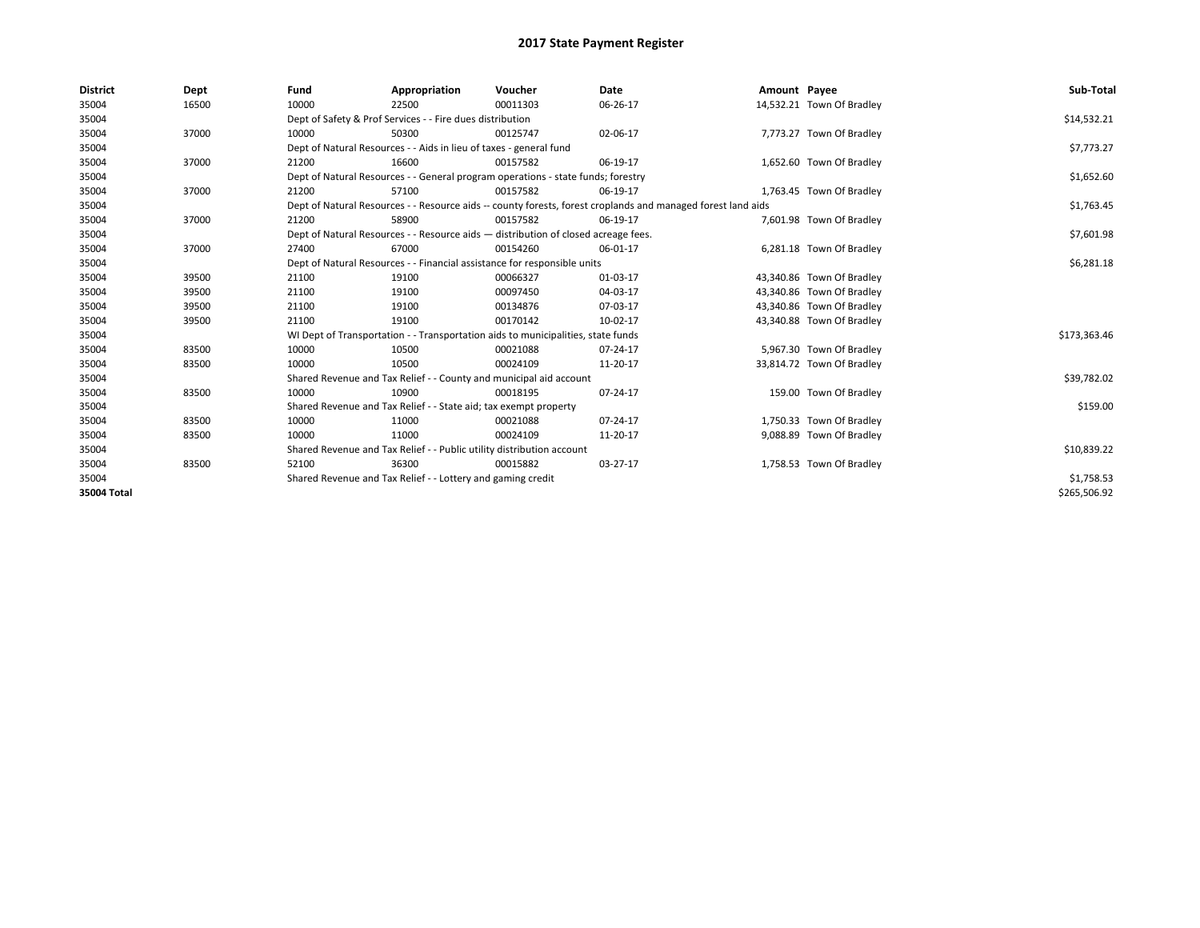# 2017 State Payment Register

| District | Dept | Fund | Appropriation | Voucher | Date | Amount | Payee | Sub-Total |
|---|---|---|---|---|---|---|---|---|
| 35004 | 16500 | 10000 | 22500 | 00011303 | 06-26-17 | 14,532.21 | Town Of Bradley | |
| 35004 | | Dept of Safety & Prof Services - - Fire dues distribution | | | | | | $14,532.21 |
| 35004 | 37000 | 10000 | 50300 | 00125747 | 02-06-17 | 7,773.27 | Town Of Bradley | |
| 35004 | | Dept of Natural Resources - - Aids in lieu of taxes - general fund | | | | | | $7,773.27 |
| 35004 | 37000 | 21200 | 16600 | 00157582 | 06-19-17 | 1,652.60 | Town Of Bradley | |
| 35004 | | Dept of Natural Resources - - General program operations - state funds; forestry | | | | | | $1,652.60 |
| 35004 | 37000 | 21200 | 57100 | 00157582 | 06-19-17 | 1,763.45 | Town Of Bradley | |
| 35004 | | Dept of Natural Resources - - Resource aids -- county forests, forest croplands and managed forest land aids | | | | | | $1,763.45 |
| 35004 | 37000 | 21200 | 58900 | 00157582 | 06-19-17 | 7,601.98 | Town Of Bradley | |
| 35004 | | Dept of Natural Resources - - Resource aids — distribution of closed acreage fees. | | | | | | $7,601.98 |
| 35004 | 37000 | 27400 | 67000 | 00154260 | 06-01-17 | 6,281.18 | Town Of Bradley | |
| 35004 | | Dept of Natural Resources - - Financial assistance for responsible units | | | | | | $6,281.18 |
| 35004 | 39500 | 21100 | 19100 | 00066327 | 01-03-17 | 43,340.86 | Town Of Bradley | |
| 35004 | 39500 | 21100 | 19100 | 00097450 | 04-03-17 | 43,340.86 | Town Of Bradley | |
| 35004 | 39500 | 21100 | 19100 | 00134876 | 07-03-17 | 43,340.86 | Town Of Bradley | |
| 35004 | 39500 | 21100 | 19100 | 00170142 | 10-02-17 | 43,340.88 | Town Of Bradley | |
| 35004 | | WI Dept of Transportation - - Transportation aids to municipalities, state funds | | | | | | $173,363.46 |
| 35004 | 83500 | 10000 | 10500 | 00021088 | 07-24-17 | 5,967.30 | Town Of Bradley | |
| 35004 | 83500 | 10000 | 10500 | 00024109 | 11-20-17 | 33,814.72 | Town Of Bradley | |
| 35004 | | Shared Revenue and Tax Relief - - County and municipal aid account | | | | | | $39,782.02 |
| 35004 | 83500 | 10000 | 10900 | 00018195 | 07-24-17 | 159.00 | Town Of Bradley | |
| 35004 | | Shared Revenue and Tax Relief - - State aid; tax exempt property | | | | | | $159.00 |
| 35004 | 83500 | 10000 | 11000 | 00021088 | 07-24-17 | 1,750.33 | Town Of Bradley | |
| 35004 | 83500 | 10000 | 11000 | 00024109 | 11-20-17 | 9,088.89 | Town Of Bradley | |
| 35004 | | Shared Revenue and Tax Relief - - Public utility distribution account | | | | | | $10,839.22 |
| 35004 | 83500 | 52100 | 36300 | 00015882 | 03-27-17 | 1,758.53 | Town Of Bradley | |
| 35004 | | Shared Revenue and Tax Relief - - Lottery and gaming credit | | | | | | $1,758.53 |
| 35004 Total | | | | | | | | $265,506.92 |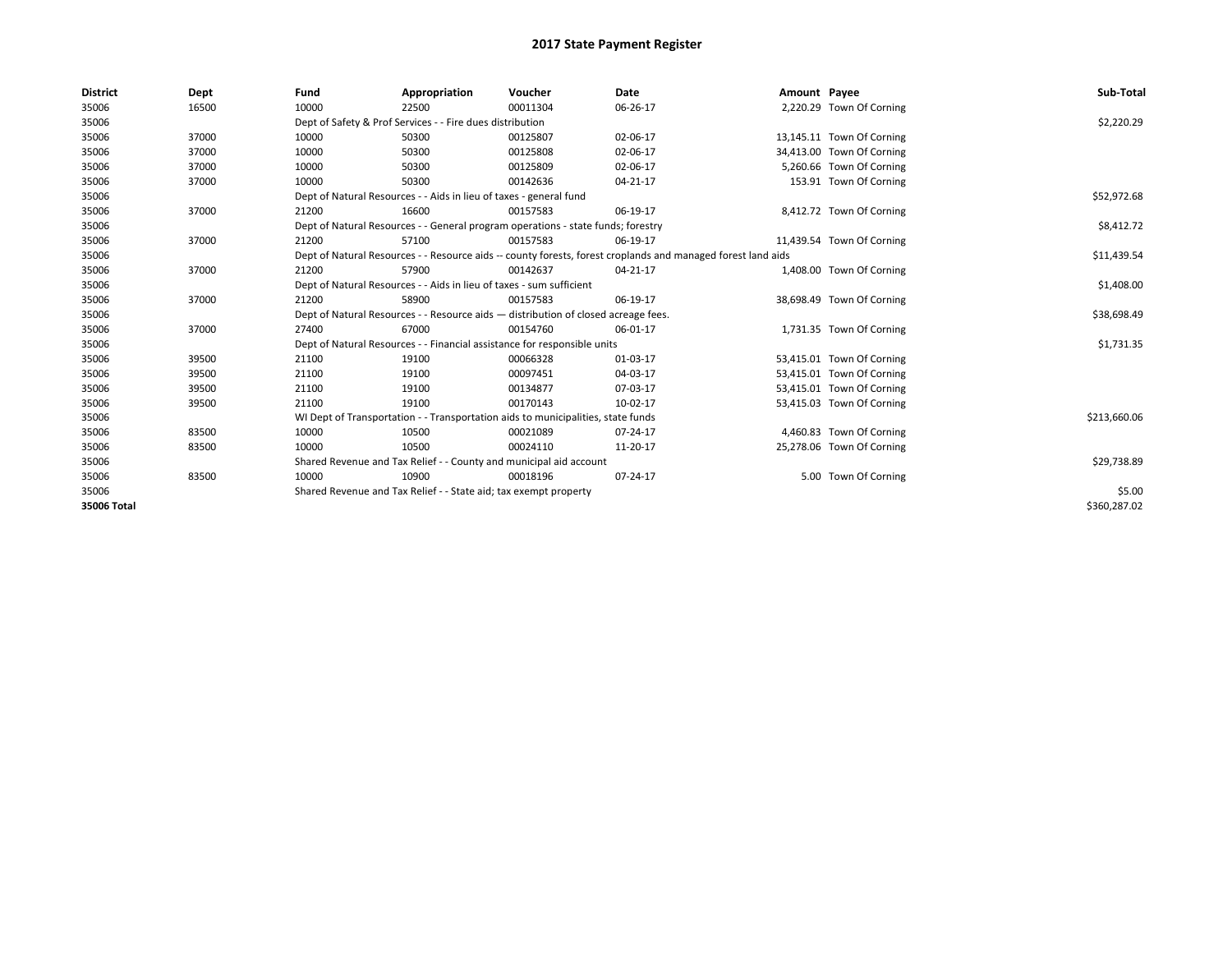# 2017 State Payment Register

| District | Dept | Fund | Appropriation | Voucher | Date | Amount | Payee | Sub-Total |
|---|---|---|---|---|---|---|---|---|
| 35006 | 16500 | 10000 | 22500 | 00011304 | 06-26-17 | 2,220.29 | Town Of Corning | |
| 35006 | | Dept of Safety & Prof Services - - Fire dues distribution | | | | | | $2,220.29 |
| 35006 | 37000 | 10000 | 50300 | 00125807 | 02-06-17 | 13,145.11 | Town Of Corning | |
| 35006 | 37000 | 10000 | 50300 | 00125808 | 02-06-17 | 34,413.00 | Town Of Corning | |
| 35006 | 37000 | 10000 | 50300 | 00125809 | 02-06-17 | 5,260.66 | Town Of Corning | |
| 35006 | 37000 | 10000 | 50300 | 00142636 | 04-21-17 | 153.91 | Town Of Corning | |
| 35006 | | Dept of Natural Resources - - Aids in lieu of taxes - general fund | | | | | | $52,972.68 |
| 35006 | 37000 | 21200 | 16600 | 00157583 | 06-19-17 | 8,412.72 | Town Of Corning | |
| 35006 | | Dept of Natural Resources - - General program operations - state funds; forestry | | | | | | $8,412.72 |
| 35006 | 37000 | 21200 | 57100 | 00157583 | 06-19-17 | 11,439.54 | Town Of Corning | |
| 35006 | | Dept of Natural Resources - - Resource aids -- county forests, forest croplands and managed forest land aids | | | | | | $11,439.54 |
| 35006 | 37000 | 21200 | 57900 | 00142637 | 04-21-17 | 1,408.00 | Town Of Corning | |
| 35006 | | Dept of Natural Resources - - Aids in lieu of taxes - sum sufficient | | | | | | $1,408.00 |
| 35006 | 37000 | 21200 | 58900 | 00157583 | 06-19-17 | 38,698.49 | Town Of Corning | |
| 35006 | | Dept of Natural Resources - - Resource aids — distribution of closed acreage fees. | | | | | | $38,698.49 |
| 35006 | 37000 | 27400 | 67000 | 00154760 | 06-01-17 | 1,731.35 | Town Of Corning | |
| 35006 | | Dept of Natural Resources - - Financial assistance for responsible units | | | | | | $1,731.35 |
| 35006 | 39500 | 21100 | 19100 | 00066328 | 01-03-17 | 53,415.01 | Town Of Corning | |
| 35006 | 39500 | 21100 | 19100 | 00097451 | 04-03-17 | 53,415.01 | Town Of Corning | |
| 35006 | 39500 | 21100 | 19100 | 00134877 | 07-03-17 | 53,415.01 | Town Of Corning | |
| 35006 | 39500 | 21100 | 19100 | 00170143 | 10-02-17 | 53,415.03 | Town Of Corning | |
| 35006 | | WI Dept of Transportation - - Transportation aids to municipalities, state funds | | | | | | $213,660.06 |
| 35006 | 83500 | 10000 | 10500 | 00021089 | 07-24-17 | 4,460.83 | Town Of Corning | |
| 35006 | 83500 | 10000 | 10500 | 00024110 | 11-20-17 | 25,278.06 | Town Of Corning | |
| 35006 | | Shared Revenue and Tax Relief - - County and municipal aid account | | | | | | $29,738.89 |
| 35006 | 83500 | 10000 | 10900 | 00018196 | 07-24-17 | 5.00 | Town Of Corning | |
| 35006 | | Shared Revenue and Tax Relief - - State aid; tax exempt property | | | | | | $5.00 |
| **35006 Total** | | | | | | | | $360,287.02 |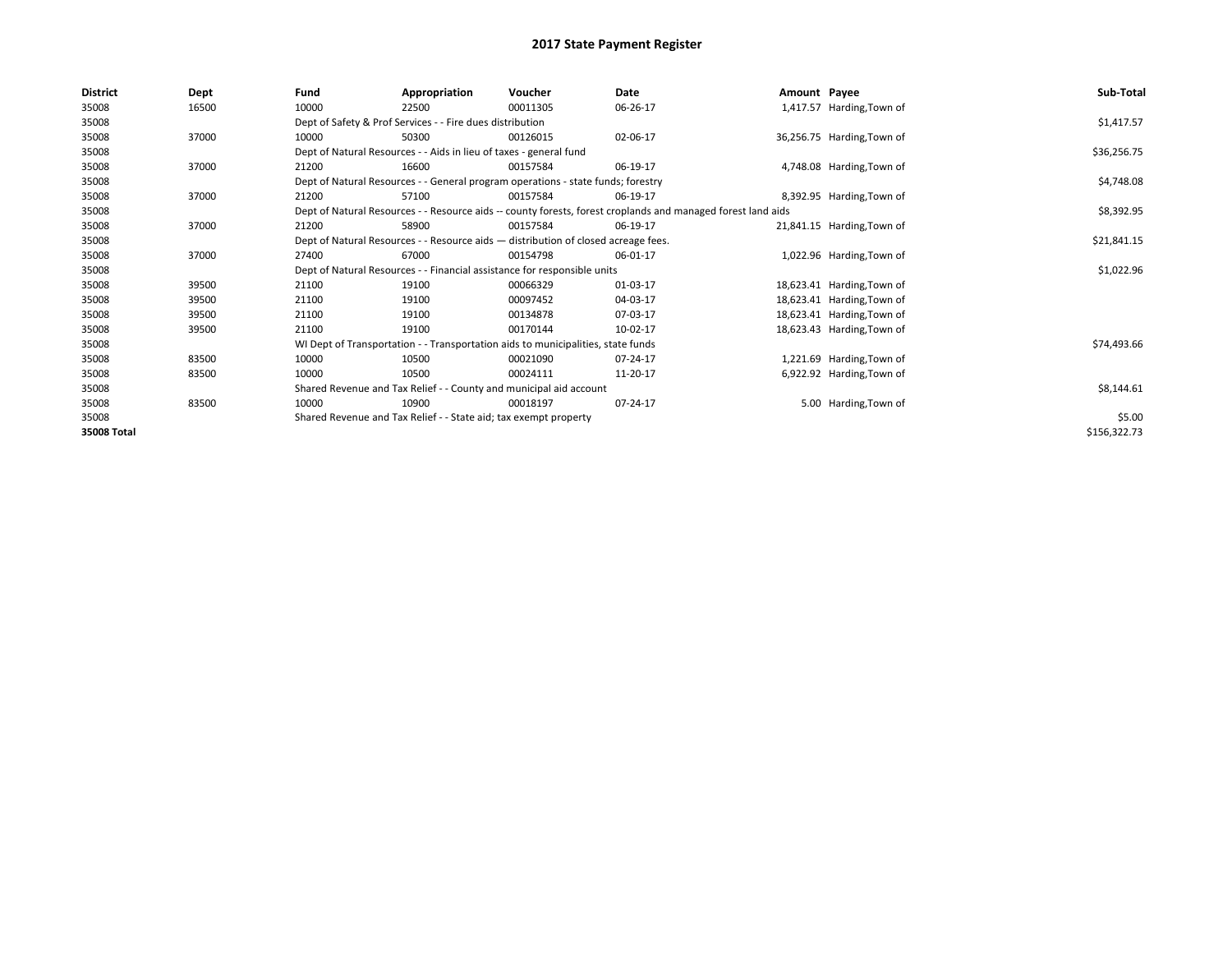# 2017 State Payment Register

| District | Dept | Fund | Appropriation | Voucher | Date | Amount | Payee | Sub-Total |
|---|---|---|---|---|---|---|---|---|
| 35008 | 16500 | 10000 | 22500 | 00011305 | 06-26-17 | 1,417.57 | Harding,Town of | |
| 35008 | | Dept of Safety & Prof Services - - Fire dues distribution | | | | | | $1,417.57 |
| 35008 | 37000 | 10000 | 50300 | 00126015 | 02-06-17 | 36,256.75 | Harding,Town of | |
| 35008 | | Dept of Natural Resources - - Aids in lieu of taxes - general fund | | | | | | $36,256.75 |
| 35008 | 37000 | 21200 | 16600 | 00157584 | 06-19-17 | 4,748.08 | Harding,Town of | |
| 35008 | | Dept of Natural Resources - - General program operations - state funds; forestry | | | | | | $4,748.08 |
| 35008 | 37000 | 21200 | 57100 | 00157584 | 06-19-17 | 8,392.95 | Harding,Town of | |
| 35008 | | Dept of Natural Resources - - Resource aids -- county forests, forest croplands and managed forest land aids | | | | | | $8,392.95 |
| 35008 | 37000 | 21200 | 58900 | 00157584 | 06-19-17 | 21,841.15 | Harding,Town of | |
| 35008 | | Dept of Natural Resources - - Resource aids — distribution of closed acreage fees. | | | | | | $21,841.15 |
| 35008 | 37000 | 27400 | 67000 | 00154798 | 06-01-17 | 1,022.96 | Harding,Town of | |
| 35008 | | Dept of Natural Resources - - Financial assistance for responsible units | | | | | | $1,022.96 |
| 35008 | 39500 | 21100 | 19100 | 00066329 | 01-03-17 | 18,623.41 | Harding,Town of | |
| 35008 | 39500 | 21100 | 19100 | 00097452 | 04-03-17 | 18,623.41 | Harding,Town of | |
| 35008 | 39500 | 21100 | 19100 | 00134878 | 07-03-17 | 18,623.41 | Harding,Town of | |
| 35008 | 39500 | 21100 | 19100 | 00170144 | 10-02-17 | 18,623.43 | Harding,Town of | |
| 35008 | | WI Dept of Transportation - - Transportation aids to municipalities, state funds | | | | | | $74,493.66 |
| 35008 | 83500 | 10000 | 10500 | 00021090 | 07-24-17 | 1,221.69 | Harding,Town of | |
| 35008 | 83500 | 10000 | 10500 | 00024111 | 11-20-17 | 6,922.92 | Harding,Town of | |
| 35008 | | Shared Revenue and Tax Relief - - County and municipal aid account | | | | | | $8,144.61 |
| 35008 | 83500 | 10000 | 10900 | 00018197 | 07-24-17 | 5.00 | Harding,Town of | |
| 35008 | | Shared Revenue and Tax Relief - - State aid; tax exempt property | | | | | | $5.00 |
| **35008 Total** | | | | | | | | $156,322.73 |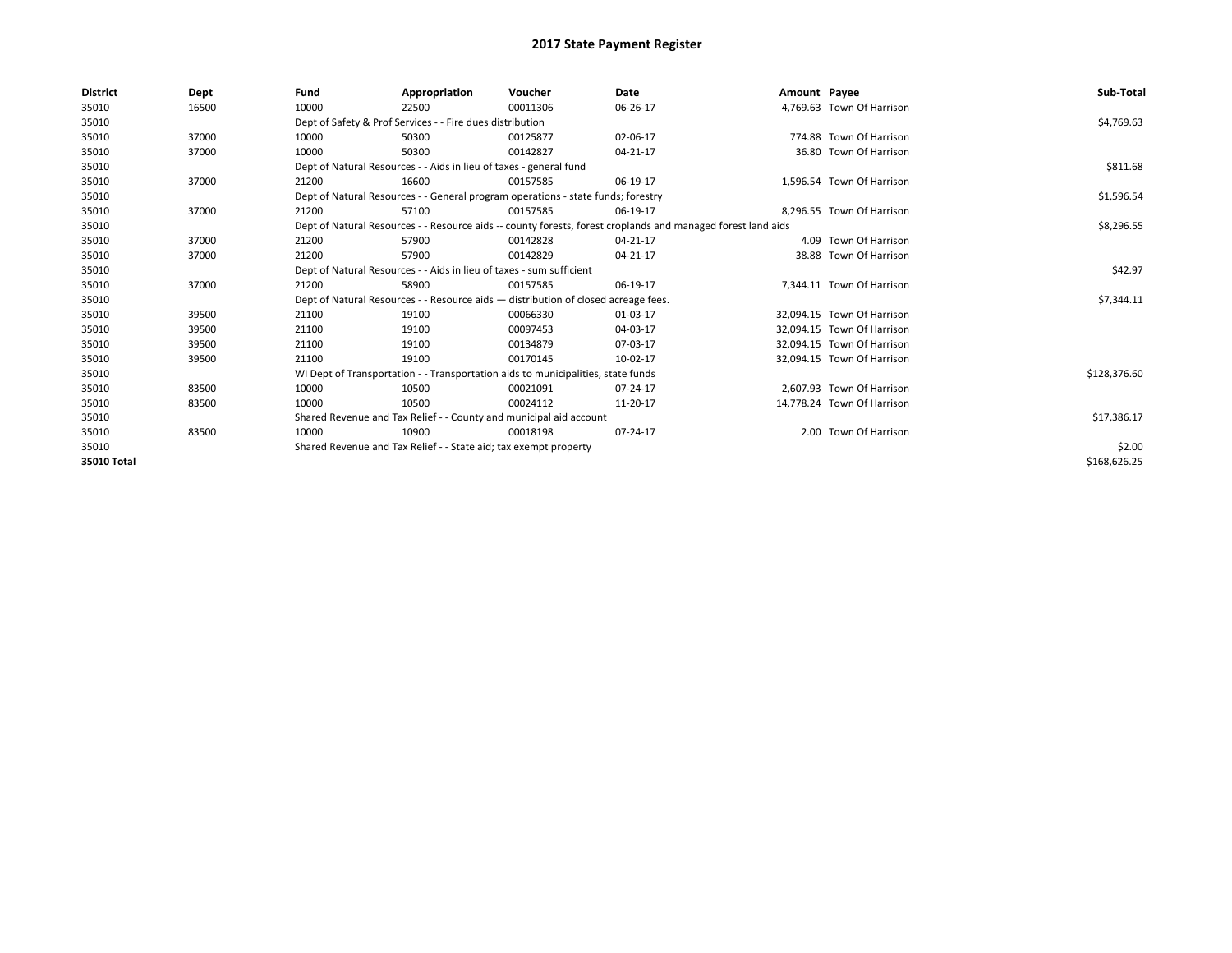# 2017 State Payment Register

| District | Dept | Fund | Appropriation | Voucher | Date | Amount | Payee | Sub-Total |
|---|---|---|---|---|---|---|---|---|
| 35010 | 16500 | 10000 | 22500 | 00011306 | 06-26-17 | 4,769.63 | Town Of Harrison | |
| 35010 | | Dept of Safety & Prof Services - - Fire dues distribution | | | | | | $4,769.63 |
| 35010 | 37000 | 10000 | 50300 | 00125877 | 02-06-17 | 774.88 | Town Of Harrison | |
| 35010 | 37000 | 10000 | 50300 | 00142827 | 04-21-17 | 36.80 | Town Of Harrison | |
| 35010 | | Dept of Natural Resources - - Aids in lieu of taxes - general fund | | | | | | $811.68 |
| 35010 | 37000 | 21200 | 16600 | 00157585 | 06-19-17 | 1,596.54 | Town Of Harrison | |
| 35010 | | Dept of Natural Resources - - General program operations - state funds; forestry | | | | | | $1,596.54 |
| 35010 | 37000 | 21200 | 57100 | 00157585 | 06-19-17 | 8,296.55 | Town Of Harrison | |
| 35010 | | Dept of Natural Resources - - Resource aids -- county forests, forest croplands and managed forest land aids | | | | | | $8,296.55 |
| 35010 | 37000 | 21200 | 57900 | 00142828 | 04-21-17 | 4.09 | Town Of Harrison | |
| 35010 | 37000 | 21200 | 57900 | 00142829 | 04-21-17 | 38.88 | Town Of Harrison | |
| 35010 | | Dept of Natural Resources - - Aids in lieu of taxes - sum sufficient | | | | | | $42.97 |
| 35010 | 37000 | 21200 | 58900 | 00157585 | 06-19-17 | 7,344.11 | Town Of Harrison | |
| 35010 | | Dept of Natural Resources - - Resource aids — distribution of closed acreage fees. | | | | | | $7,344.11 |
| 35010 | 39500 | 21100 | 19100 | 00066330 | 01-03-17 | 32,094.15 | Town Of Harrison | |
| 35010 | 39500 | 21100 | 19100 | 00097453 | 04-03-17 | 32,094.15 | Town Of Harrison | |
| 35010 | 39500 | 21100 | 19100 | 00134879 | 07-03-17 | 32,094.15 | Town Of Harrison | |
| 35010 | 39500 | 21100 | 19100 | 00170145 | 10-02-17 | 32,094.15 | Town Of Harrison | |
| 35010 | | WI Dept of Transportation - - Transportation aids to municipalities, state funds | | | | | | $128,376.60 |
| 35010 | 83500 | 10000 | 10500 | 00021091 | 07-24-17 | 2,607.93 | Town Of Harrison | |
| 35010 | 83500 | 10000 | 10500 | 00024112 | 11-20-17 | 14,778.24 | Town Of Harrison | |
| 35010 | | Shared Revenue and Tax Relief - - County and municipal aid account | | | | | | $17,386.17 |
| 35010 | 83500 | 10000 | 10900 | 00018198 | 07-24-17 | 2.00 | Town Of Harrison | |
| 35010 | | Shared Revenue and Tax Relief - - State aid; tax exempt property | | | | | | $2.00 |
| **35010 Total** | | | | | | | | $168,626.25 |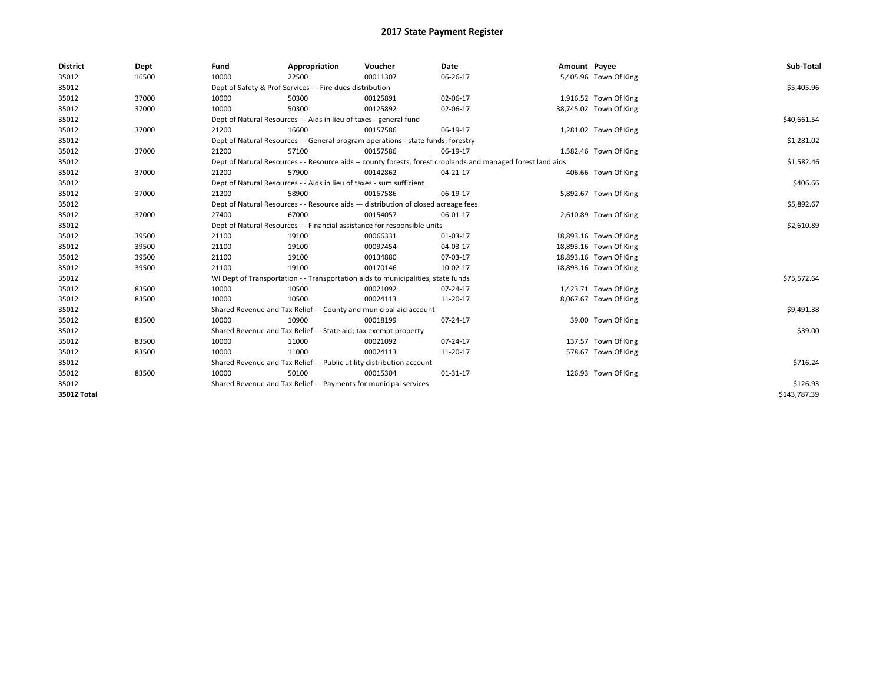# 2017 State Payment Register

| District | Dept | Fund | Appropriation | Voucher | Date | Amount | Payee | Sub-Total |
|---|---|---|---|---|---|---|---|---|
| 35012 | 16500 | 10000 | 22500 | 00011307 | 06-26-17 | 5,405.96 | Town Of King | |
| 35012 | | Dept of Safety & Prof Services - - Fire dues distribution | | | | | | $5,405.96 |
| 35012 | 37000 | 10000 | 50300 | 00125891 | 02-06-17 | 1,916.52 | Town Of King | |
| 35012 | 37000 | 10000 | 50300 | 00125892 | 02-06-17 | 38,745.02 | Town Of King | |
| 35012 | | Dept of Natural Resources - - Aids in lieu of taxes - general fund | | | | | | $40,661.54 |
| 35012 | 37000 | 21200 | 16600 | 00157586 | 06-19-17 | 1,281.02 | Town Of King | |
| 35012 | | Dept of Natural Resources - - General program operations - state funds; forestry | | | | | | $1,281.02 |
| 35012 | 37000 | 21200 | 57100 | 00157586 | 06-19-17 | 1,582.46 | Town Of King | |
| 35012 | | Dept of Natural Resources - - Resource aids -- county forests, forest croplands and managed forest land aids | | | | | | $1,582.46 |
| 35012 | 37000 | 21200 | 57900 | 00142862 | 04-21-17 | 406.66 | Town Of King | |
| 35012 | | Dept of Natural Resources - - Aids in lieu of taxes - sum sufficient | | | | | | $406.66 |
| 35012 | 37000 | 21200 | 58900 | 00157586 | 06-19-17 | 5,892.67 | Town Of King | |
| 35012 | | Dept of Natural Resources - - Resource aids — distribution of closed acreage fees. | | | | | | $5,892.67 |
| 35012 | 37000 | 27400 | 67000 | 00154057 | 06-01-17 | 2,610.89 | Town Of King | |
| 35012 | | Dept of Natural Resources - - Financial assistance for responsible units | | | | | | $2,610.89 |
| 35012 | 39500 | 21100 | 19100 | 00066331 | 01-03-17 | 18,893.16 | Town Of King | |
| 35012 | 39500 | 21100 | 19100 | 00097454 | 04-03-17 | 18,893.16 | Town Of King | |
| 35012 | 39500 | 21100 | 19100 | 00134880 | 07-03-17 | 18,893.16 | Town Of King | |
| 35012 | 39500 | 21100 | 19100 | 00170146 | 10-02-17 | 18,893.16 | Town Of King | |
| 35012 | | WI Dept of Transportation - - Transportation aids to municipalities, state funds | | | | | | $75,572.64 |
| 35012 | 83500 | 10000 | 10500 | 00021092 | 07-24-17 | 1,423.71 | Town Of King | |
| 35012 | 83500 | 10000 | 10500 | 00024113 | 11-20-17 | 8,067.67 | Town Of King | |
| 35012 | | Shared Revenue and Tax Relief - - County and municipal aid account | | | | | | $9,491.38 |
| 35012 | 83500 | 10000 | 10900 | 00018199 | 07-24-17 | 39.00 | Town Of King | |
| 35012 | | Shared Revenue and Tax Relief - - State aid; tax exempt property | | | | | | $39.00 |
| 35012 | 83500 | 10000 | 11000 | 00021092 | 07-24-17 | 137.57 | Town Of King | |
| 35012 | 83500 | 10000 | 11000 | 00024113 | 11-20-17 | 578.67 | Town Of King | |
| 35012 | | Shared Revenue and Tax Relief - - Public utility distribution account | | | | | | $716.24 |
| 35012 | 83500 | 10000 | 50100 | 00015304 | 01-31-17 | 126.93 | Town Of King | |
| 35012 | | Shared Revenue and Tax Relief - - Payments for municipal services | | | | | | $126.93 |
| **35012 Total** | | | | | | | | $143,787.39 |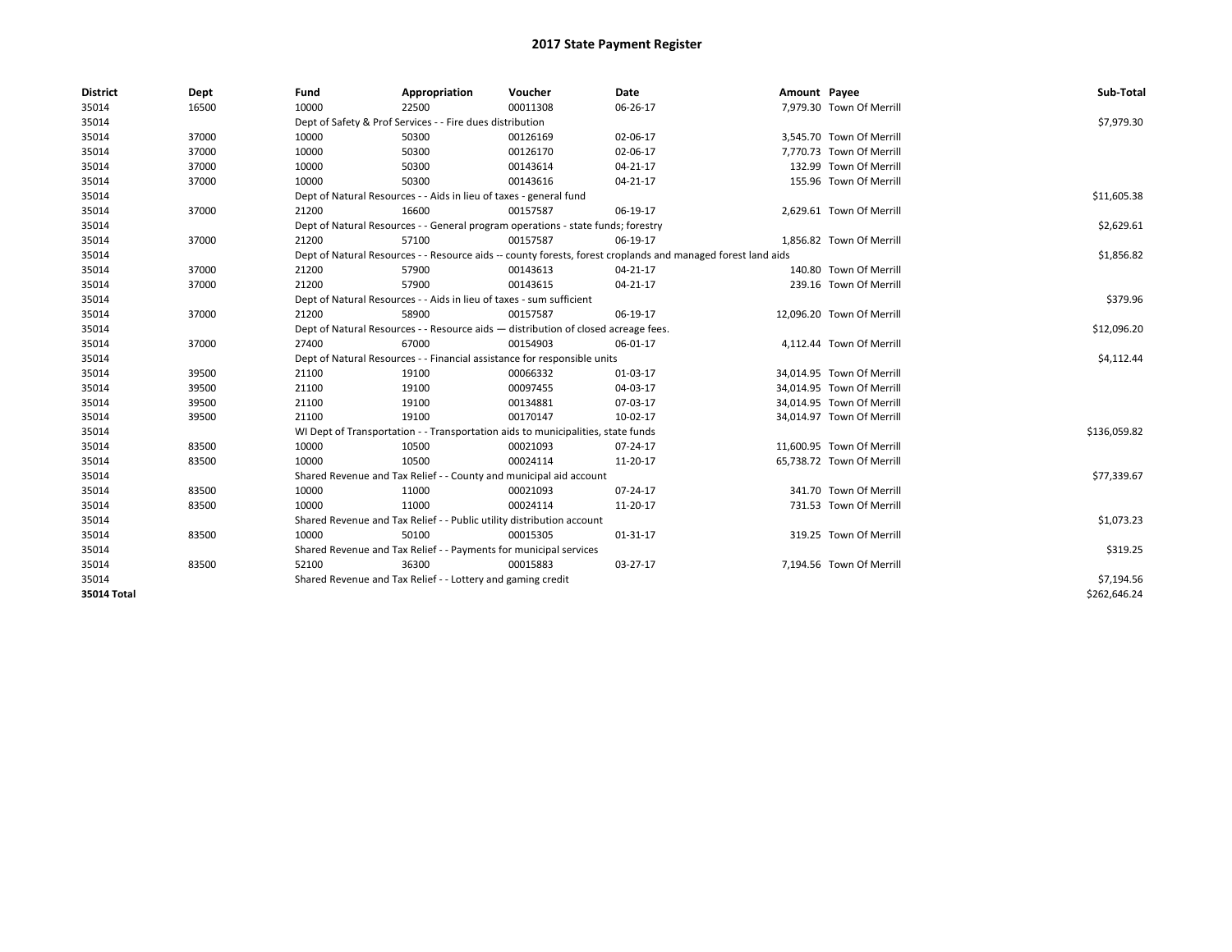# 2017 State Payment Register

| District | Dept | Fund | Appropriation | Voucher | Date | Amount | Payee | Sub-Total |
|---|---|---|---|---|---|---|---|---|
| 35014 | 16500 | 10000 | 22500 | 00011308 | 06-26-17 | 7,979.30 | Town Of Merrill | |
| 35014 | | Dept of Safety & Prof Services - - Fire dues distribution | | | | | | $7,979.30 |
| 35014 | 37000 | 10000 | 50300 | 00126169 | 02-06-17 | 3,545.70 | Town Of Merrill | |
| 35014 | 37000 | 10000 | 50300 | 00126170 | 02-06-17 | 7,770.73 | Town Of Merrill | |
| 35014 | 37000 | 10000 | 50300 | 00143614 | 04-21-17 | 132.99 | Town Of Merrill | |
| 35014 | 37000 | 10000 | 50300 | 00143616 | 04-21-17 | 155.96 | Town Of Merrill | |
| 35014 | | Dept of Natural Resources - - Aids in lieu of taxes - general fund | | | | | | $11,605.38 |
| 35014 | 37000 | 21200 | 16600 | 00157587 | 06-19-17 | 2,629.61 | Town Of Merrill | |
| 35014 | | Dept of Natural Resources - - General program operations - state funds; forestry | | | | | | $2,629.61 |
| 35014 | 37000 | 21200 | 57100 | 00157587 | 06-19-17 | 1,856.82 | Town Of Merrill | |
| 35014 | | Dept of Natural Resources - - Resource aids -- county forests, forest croplands and managed forest land aids | | | | | | $1,856.82 |
| 35014 | 37000 | 21200 | 57900 | 00143613 | 04-21-17 | 140.80 | Town Of Merrill | |
| 35014 | 37000 | 21200 | 57900 | 00143615 | 04-21-17 | 239.16 | Town Of Merrill | |
| 35014 | | Dept of Natural Resources - - Aids in lieu of taxes - sum sufficient | | | | | | $379.96 |
| 35014 | 37000 | 21200 | 58900 | 00157587 | 06-19-17 | 12,096.20 | Town Of Merrill | |
| 35014 | | Dept of Natural Resources - - Resource aids — distribution of closed acreage fees. | | | | | | $12,096.20 |
| 35014 | 37000 | 27400 | 67000 | 00154903 | 06-01-17 | 4,112.44 | Town Of Merrill | |
| 35014 | | Dept of Natural Resources - - Financial assistance for responsible units | | | | | | $4,112.44 |
| 35014 | 39500 | 21100 | 19100 | 00066332 | 01-03-17 | 34,014.95 | Town Of Merrill | |
| 35014 | 39500 | 21100 | 19100 | 00097455 | 04-03-17 | 34,014.95 | Town Of Merrill | |
| 35014 | 39500 | 21100 | 19100 | 00134881 | 07-03-17 | 34,014.95 | Town Of Merrill | |
| 35014 | 39500 | 21100 | 19100 | 00170147 | 10-02-17 | 34,014.97 | Town Of Merrill | |
| 35014 | | WI Dept of Transportation - - Transportation aids to municipalities, state funds | | | | | | $136,059.82 |
| 35014 | 83500 | 10000 | 10500 | 00021093 | 07-24-17 | 11,600.95 | Town Of Merrill | |
| 35014 | 83500 | 10000 | 10500 | 00024114 | 11-20-17 | 65,738.72 | Town Of Merrill | |
| 35014 | | Shared Revenue and Tax Relief - - County and municipal aid account | | | | | | $77,339.67 |
| 35014 | 83500 | 10000 | 11000 | 00021093 | 07-24-17 | 341.70 | Town Of Merrill | |
| 35014 | 83500 | 10000 | 11000 | 00024114 | 11-20-17 | 731.53 | Town Of Merrill | |
| 35014 | | Shared Revenue and Tax Relief - - Public utility distribution account | | | | | | $1,073.23 |
| 35014 | 83500 | 10000 | 50100 | 00015305 | 01-31-17 | 319.25 | Town Of Merrill | |
| 35014 | | Shared Revenue and Tax Relief - - Payments for municipal services | | | | | | $319.25 |
| 35014 | 83500 | 52100 | 36300 | 00015883 | 03-27-17 | 7,194.56 | Town Of Merrill | |
| 35014 | | Shared Revenue and Tax Relief - - Lottery and gaming credit | | | | | | $7,194.56 |
| **35014 Total** | | | | | | | | $262,646.24 |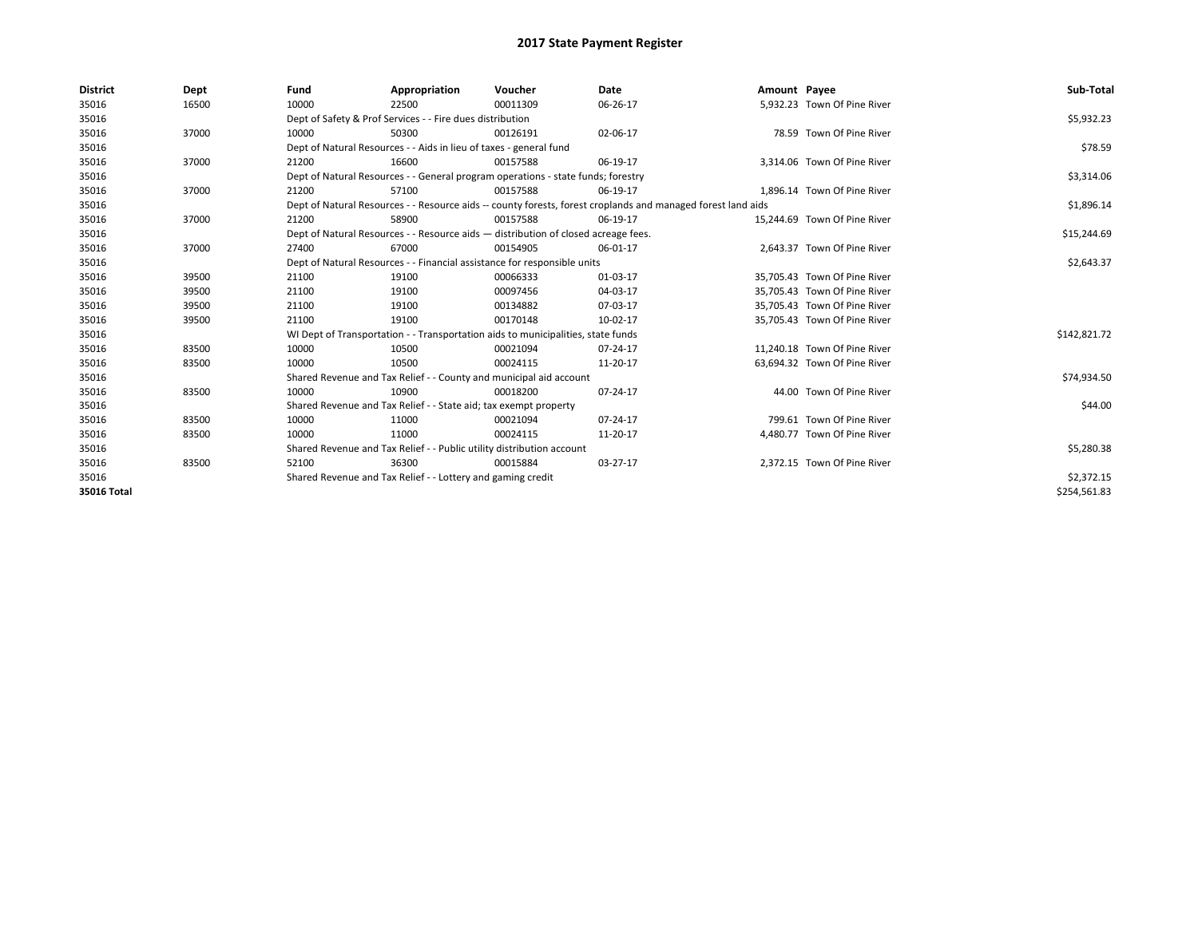# 2017 State Payment Register

| District | Dept | Fund | Appropriation | Voucher | Date | Amount | Payee | Sub-Total |
|---|---|---|---|---|---|---|---|---|
| 35016 | 16500 | 10000 | 22500 | 00011309 | 06-26-17 | 5,932.23 | Town Of Pine River | |
| 35016 | | Dept of Safety & Prof Services - - Fire dues distribution | | | | | | $5,932.23 |
| 35016 | 37000 | 10000 | 50300 | 00126191 | 02-06-17 | 78.59 | Town Of Pine River | |
| 35016 | | Dept of Natural Resources - - Aids in lieu of taxes - general fund | | | | | | $78.59 |
| 35016 | 37000 | 21200 | 16600 | 00157588 | 06-19-17 | 3,314.06 | Town Of Pine River | |
| 35016 | | Dept of Natural Resources - - General program operations - state funds; forestry | | | | | | $3,314.06 |
| 35016 | 37000 | 21200 | 57100 | 00157588 | 06-19-17 | 1,896.14 | Town Of Pine River | |
| 35016 | | Dept of Natural Resources - - Resource aids -- county forests, forest croplands and managed forest land aids | | | | | | $1,896.14 |
| 35016 | 37000 | 21200 | 58900 | 00157588 | 06-19-17 | 15,244.69 | Town Of Pine River | |
| 35016 | | Dept of Natural Resources - - Resource aids — distribution of closed acreage fees. | | | | | | $15,244.69 |
| 35016 | 37000 | 27400 | 67000 | 00154905 | 06-01-17 | 2,643.37 | Town Of Pine River | |
| 35016 | | Dept of Natural Resources - - Financial assistance for responsible units | | | | | | $2,643.37 |
| 35016 | 39500 | 21100 | 19100 | 00066333 | 01-03-17 | 35,705.43 | Town Of Pine River | |
| 35016 | 39500 | 21100 | 19100 | 00097456 | 04-03-17 | 35,705.43 | Town Of Pine River | |
| 35016 | 39500 | 21100 | 19100 | 00134882 | 07-03-17 | 35,705.43 | Town Of Pine River | |
| 35016 | 39500 | 21100 | 19100 | 00170148 | 10-02-17 | 35,705.43 | Town Of Pine River | |
| 35016 | | WI Dept of Transportation - - Transportation aids to municipalities, state funds | | | | | | $142,821.72 |
| 35016 | 83500 | 10000 | 10500 | 00021094 | 07-24-17 | 11,240.18 | Town Of Pine River | |
| 35016 | 83500 | 10000 | 10500 | 00024115 | 11-20-17 | 63,694.32 | Town Of Pine River | |
| 35016 | | Shared Revenue and Tax Relief - - County and municipal aid account | | | | | | $74,934.50 |
| 35016 | 83500 | 10000 | 10900 | 00018200 | 07-24-17 | 44.00 | Town Of Pine River | |
| 35016 | | Shared Revenue and Tax Relief - - State aid; tax exempt property | | | | | | $44.00 |
| 35016 | 83500 | 10000 | 11000 | 00021094 | 07-24-17 | 799.61 | Town Of Pine River | |
| 35016 | 83500 | 10000 | 11000 | 00024115 | 11-20-17 | 4,480.77 | Town Of Pine River | |
| 35016 | | Shared Revenue and Tax Relief - - Public utility distribution account | | | | | | $5,280.38 |
| 35016 | 83500 | 52100 | 36300 | 00015884 | 03-27-17 | 2,372.15 | Town Of Pine River | |
| 35016 | | Shared Revenue and Tax Relief - - Lottery and gaming credit | | | | | | $2,372.15 |
| **35016 Total** | | | | | | | | $254,561.83 |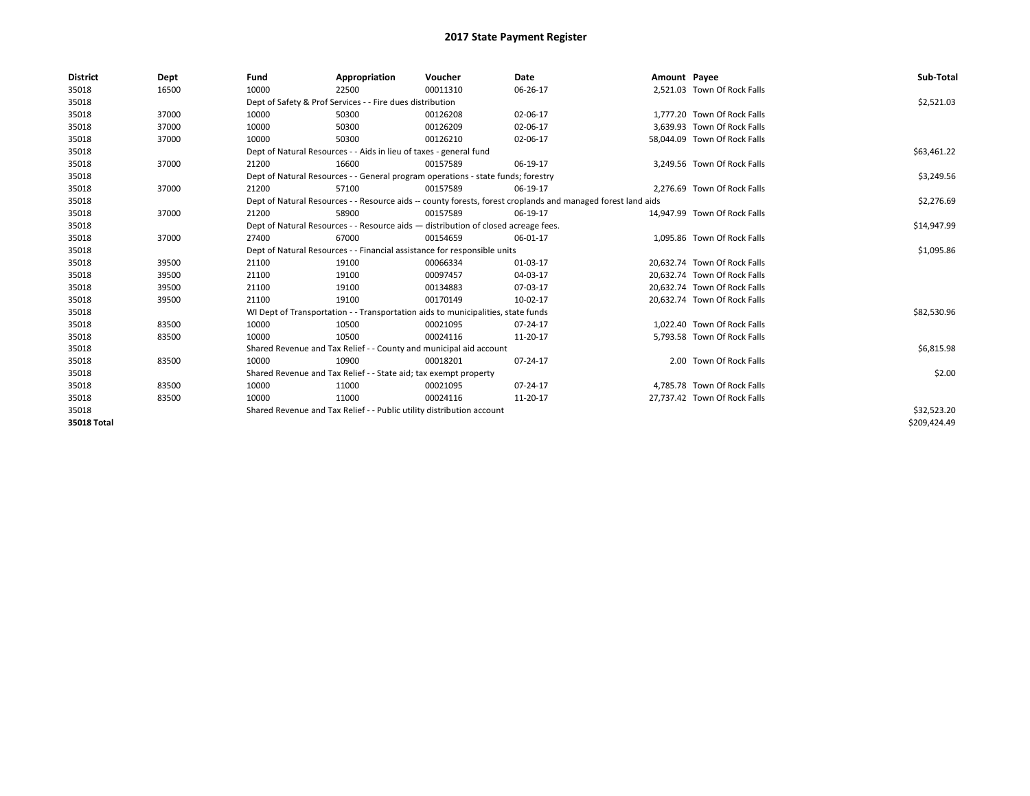# 2017 State Payment Register

| District | Dept | Fund | Appropriation | Voucher | Date | Amount | Payee | Sub-Total |
|---|---|---|---|---|---|---|---|---|
| 35018 | 16500 | 10000 | 22500 | 00011310 | 06-26-17 | 2,521.03 | Town Of Rock Falls | |
| 35018 | | Dept of Safety & Prof Services - - Fire dues distribution | | | | | | $2,521.03 |
| 35018 | 37000 | 10000 | 50300 | 00126208 | 02-06-17 | 1,777.20 | Town Of Rock Falls | |
| 35018 | 37000 | 10000 | 50300 | 00126209 | 02-06-17 | 3,639.93 | Town Of Rock Falls | |
| 35018 | 37000 | 10000 | 50300 | 00126210 | 02-06-17 | 58,044.09 | Town Of Rock Falls | |
| 35018 | | Dept of Natural Resources - - Aids in lieu of taxes - general fund | | | | | | $63,461.22 |
| 35018 | 37000 | 21200 | 16600 | 00157589 | 06-19-17 | 3,249.56 | Town Of Rock Falls | |
| 35018 | | Dept of Natural Resources - - General program operations - state funds; forestry | | | | | | $3,249.56 |
| 35018 | 37000 | 21200 | 57100 | 00157589 | 06-19-17 | 2,276.69 | Town Of Rock Falls | |
| 35018 | | Dept of Natural Resources - - Resource aids -- county forests, forest croplands and managed forest land aids | | | | | | $2,276.69 |
| 35018 | 37000 | 21200 | 58900 | 00157589 | 06-19-17 | 14,947.99 | Town Of Rock Falls | |
| 35018 | | Dept of Natural Resources - - Resource aids — distribution of closed acreage fees. | | | | | | $14,947.99 |
| 35018 | 37000 | 27400 | 67000 | 00154659 | 06-01-17 | 1,095.86 | Town Of Rock Falls | |
| 35018 | | Dept of Natural Resources - - Financial assistance for responsible units | | | | | | $1,095.86 |
| 35018 | 39500 | 21100 | 19100 | 00066334 | 01-03-17 | 20,632.74 | Town Of Rock Falls | |
| 35018 | 39500 | 21100 | 19100 | 00097457 | 04-03-17 | 20,632.74 | Town Of Rock Falls | |
| 35018 | 39500 | 21100 | 19100 | 00134883 | 07-03-17 | 20,632.74 | Town Of Rock Falls | |
| 35018 | 39500 | 21100 | 19100 | 00170149 | 10-02-17 | 20,632.74 | Town Of Rock Falls | |
| 35018 | | WI Dept of Transportation - - Transportation aids to municipalities, state funds | | | | | | $82,530.96 |
| 35018 | 83500 | 10000 | 10500 | 00021095 | 07-24-17 | 1,022.40 | Town Of Rock Falls | |
| 35018 | 83500 | 10000 | 10500 | 00024116 | 11-20-17 | 5,793.58 | Town Of Rock Falls | |
| 35018 | | Shared Revenue and Tax Relief - - County and municipal aid account | | | | | | $6,815.98 |
| 35018 | 83500 | 10000 | 10900 | 00018201 | 07-24-17 | 2.00 | Town Of Rock Falls | |
| 35018 | | Shared Revenue and Tax Relief - - State aid; tax exempt property | | | | | | $2.00 |
| 35018 | 83500 | 10000 | 11000 | 00021095 | 07-24-17 | 4,785.78 | Town Of Rock Falls | |
| 35018 | 83500 | 10000 | 11000 | 00024116 | 11-20-17 | 27,737.42 | Town Of Rock Falls | |
| 35018 | | Shared Revenue and Tax Relief - - Public utility distribution account | | | | | | $32,523.20 |
| 35018 Total | | | | | | | | $209,424.49 |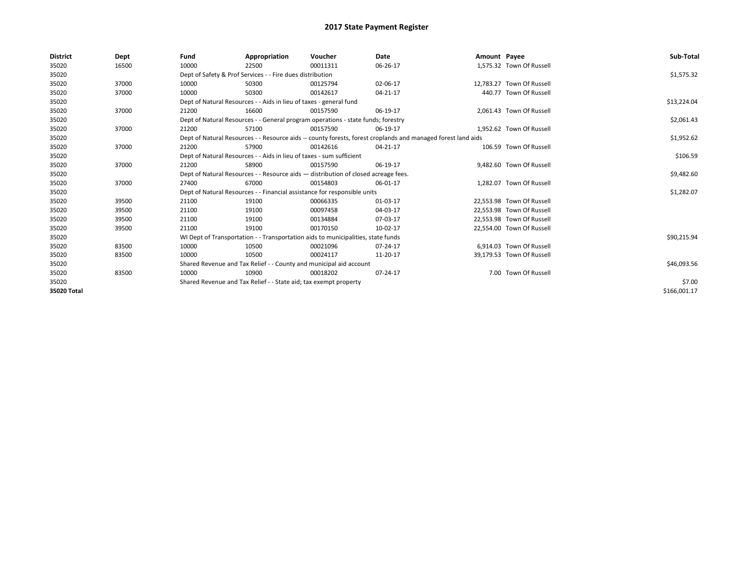# 2017 State Payment Register

| District | Dept | Fund | Appropriation | Voucher | Date | Amount | Payee | Sub-Total |
|---|---|---|---|---|---|---|---|---|
| 35020 | 16500 | 10000 | 22500 | 00011311 | 06-26-17 | 1,575.32 | Town Of Russell | |
| 35020 | | Dept of Safety & Prof Services - - Fire dues distribution | | | | | | $1,575.32 |
| 35020 | 37000 | 10000 | 50300 | 00125794 | 02-06-17 | 12,783.27 | Town Of Russell | |
| 35020 | 37000 | 10000 | 50300 | 00142617 | 04-21-17 | 440.77 | Town Of Russell | |
| 35020 | | Dept of Natural Resources - - Aids in lieu of taxes - general fund | | | | | | $13,224.04 |
| 35020 | 37000 | 21200 | 16600 | 00157590 | 06-19-17 | 2,061.43 | Town Of Russell | |
| 35020 | | Dept of Natural Resources - - General program operations - state funds; forestry | | | | | | $2,061.43 |
| 35020 | 37000 | 21200 | 57100 | 00157590 | 06-19-17 | 1,952.62 | Town Of Russell | |
| 35020 | | Dept of Natural Resources - - Resource aids -- county forests, forest croplands and managed forest land aids | | | | | | $1,952.62 |
| 35020 | 37000 | 21200 | 57900 | 00142616 | 04-21-17 | 106.59 | Town Of Russell | |
| 35020 | | Dept of Natural Resources - - Aids in lieu of taxes - sum sufficient | | | | | | $106.59 |
| 35020 | 37000 | 21200 | 58900 | 00157590 | 06-19-17 | 9,482.60 | Town Of Russell | |
| 35020 | | Dept of Natural Resources - - Resource aids — distribution of closed acreage fees. | | | | | | $9,482.60 |
| 35020 | 37000 | 27400 | 67000 | 00154803 | 06-01-17 | 1,282.07 | Town Of Russell | |
| 35020 | | Dept of Natural Resources - - Financial assistance for responsible units | | | | | | $1,282.07 |
| 35020 | 39500 | 21100 | 19100 | 00066335 | 01-03-17 | 22,553.98 | Town Of Russell | |
| 35020 | 39500 | 21100 | 19100 | 00097458 | 04-03-17 | 22,553.98 | Town Of Russell | |
| 35020 | 39500 | 21100 | 19100 | 00134884 | 07-03-17 | 22,553.98 | Town Of Russell | |
| 35020 | 39500 | 21100 | 19100 | 00170150 | 10-02-17 | 22,554.00 | Town Of Russell | |
| 35020 | | WI Dept of Transportation - - Transportation aids to municipalities, state funds | | | | | | $90,215.94 |
| 35020 | 83500 | 10000 | 10500 | 00021096 | 07-24-17 | 6,914.03 | Town Of Russell | |
| 35020 | 83500 | 10000 | 10500 | 00024117 | 11-20-17 | 39,179.53 | Town Of Russell | |
| 35020 | | Shared Revenue and Tax Relief - - County and municipal aid account | | | | | | $46,093.56 |
| 35020 | 83500 | 10000 | 10900 | 00018202 | 07-24-17 | 7.00 | Town Of Russell | |
| 35020 | | Shared Revenue and Tax Relief - - State aid; tax exempt property | | | | | | $7.00 |
| **35020 Total** | | | | | | | | $166,001.17 |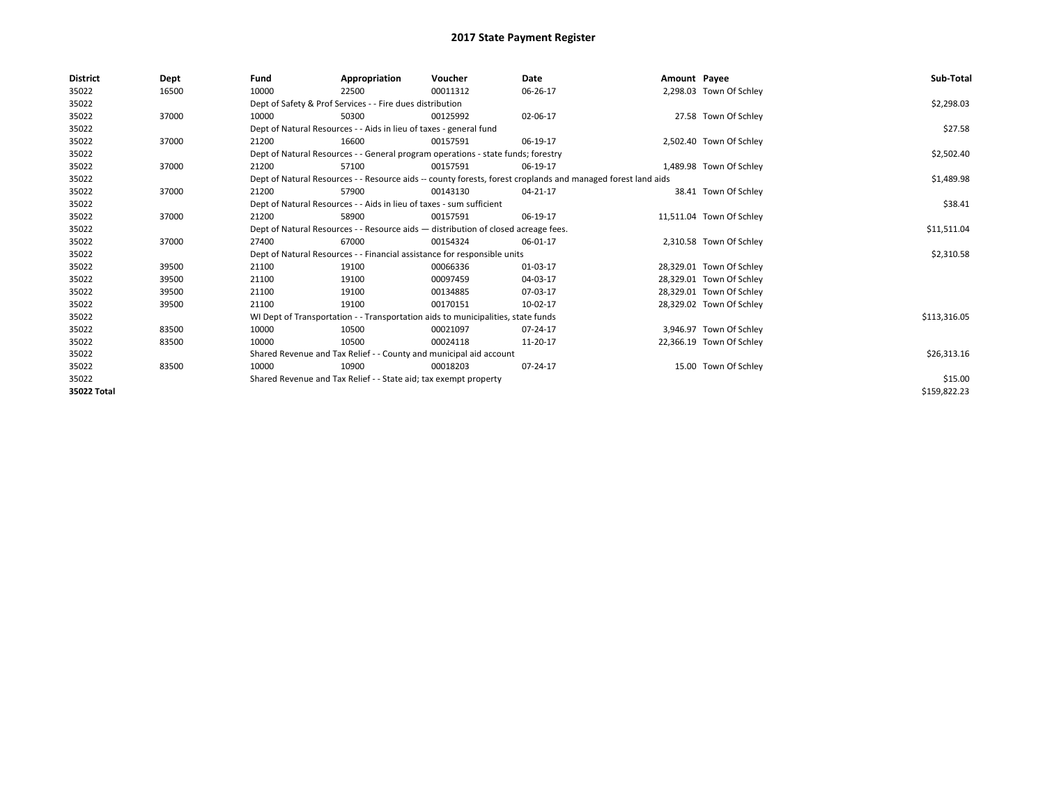# 2017 State Payment Register

| District | Dept | Fund | Appropriation | Voucher | Date | Amount | Payee | Sub-Total |
|---|---|---|---|---|---|---|---|---|
| 35022 | 16500 | 10000 | 22500 | 00011312 | 06-26-17 | 2,298.03 | Town Of Schley | |
| 35022 | | Dept of Safety & Prof Services - - Fire dues distribution | | | | | | $2,298.03 |
| 35022 | 37000 | 10000 | 50300 | 00125992 | 02-06-17 | 27.58 | Town Of Schley | |
| 35022 | | Dept of Natural Resources - - Aids in lieu of taxes - general fund | | | | | | $27.58 |
| 35022 | 37000 | 21200 | 16600 | 00157591 | 06-19-17 | 2,502.40 | Town Of Schley | |
| 35022 | | Dept of Natural Resources - - General program operations - state funds; forestry | | | | | | $2,502.40 |
| 35022 | 37000 | 21200 | 57100 | 00157591 | 06-19-17 | 1,489.98 | Town Of Schley | |
| 35022 | | Dept of Natural Resources - - Resource aids -- county forests, forest croplands and managed forest land aids | | | | | | $1,489.98 |
| 35022 | 37000 | 21200 | 57900 | 00143130 | 04-21-17 | 38.41 | Town Of Schley | |
| 35022 | | Dept of Natural Resources - - Aids in lieu of taxes - sum sufficient | | | | | | $38.41 |
| 35022 | 37000 | 21200 | 58900 | 00157591 | 06-19-17 | 11,511.04 | Town Of Schley | |
| 35022 | | Dept of Natural Resources - - Resource aids — distribution of closed acreage fees. | | | | | | $11,511.04 |
| 35022 | 37000 | 27400 | 67000 | 00154324 | 06-01-17 | 2,310.58 | Town Of Schley | |
| 35022 | | Dept of Natural Resources - - Financial assistance for responsible units | | | | | | $2,310.58 |
| 35022 | 39500 | 21100 | 19100 | 00066336 | 01-03-17 | 28,329.01 | Town Of Schley | |
| 35022 | 39500 | 21100 | 19100 | 00097459 | 04-03-17 | 28,329.01 | Town Of Schley | |
| 35022 | 39500 | 21100 | 19100 | 00134885 | 07-03-17 | 28,329.01 | Town Of Schley | |
| 35022 | 39500 | 21100 | 19100 | 00170151 | 10-02-17 | 28,329.02 | Town Of Schley | |
| 35022 | | WI Dept of Transportation - - Transportation aids to municipalities, state funds | | | | | | $113,316.05 |
| 35022 | 83500 | 10000 | 10500 | 00021097 | 07-24-17 | 3,946.97 | Town Of Schley | |
| 35022 | 83500 | 10000 | 10500 | 00024118 | 11-20-17 | 22,366.19 | Town Of Schley | |
| 35022 | | Shared Revenue and Tax Relief - - County and municipal aid account | | | | | | $26,313.16 |
| 35022 | 83500 | 10000 | 10900 | 00018203 | 07-24-17 | 15.00 | Town Of Schley | |
| 35022 | | Shared Revenue and Tax Relief - - State aid; tax exempt property | | | | | | $15.00 |
| 35022 Total | | | | | | | | $159,822.23 |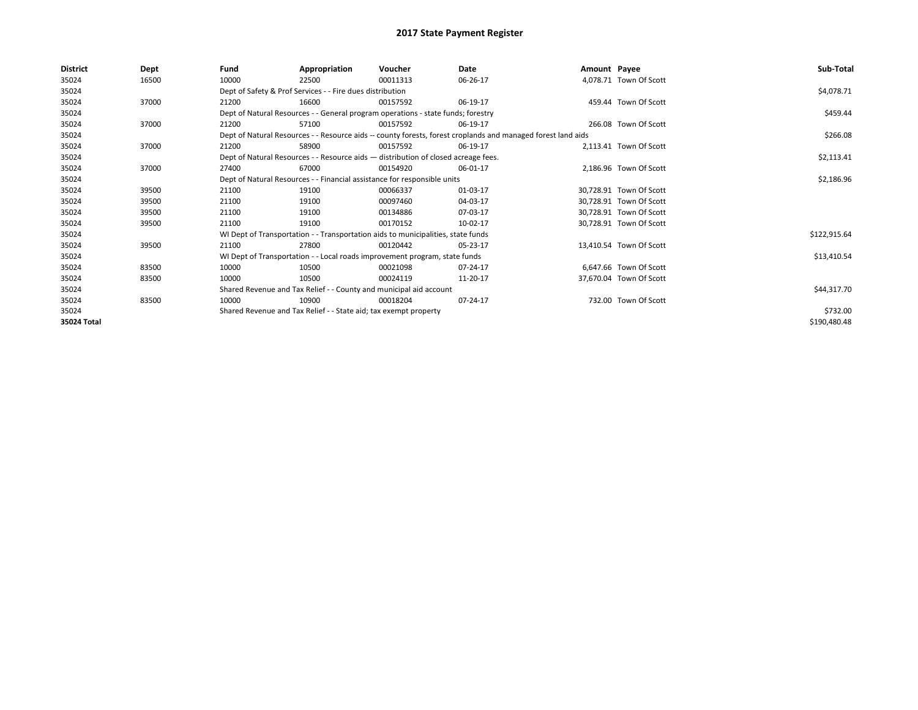# 2017 State Payment Register

| District | Dept | Fund | Appropriation | Voucher | Date | Amount | Payee | Sub-Total |
|---|---|---|---|---|---|---|---|---|
| 35024 | 16500 | 10000 | 22500 | 00011313 | 06-26-17 | 4,078.71 | Town Of Scott | |
| 35024 | | Dept of Safety & Prof Services - - Fire dues distribution | | | | | | $4,078.71 |
| 35024 | 37000 | 21200 | 16600 | 00157592 | 06-19-17 | 459.44 | Town Of Scott | |
| 35024 | | Dept of Natural Resources - - General program operations - state funds; forestry | | | | | | $459.44 |
| 35024 | 37000 | 21200 | 57100 | 00157592 | 06-19-17 | 266.08 | Town Of Scott | |
| 35024 | | Dept of Natural Resources - - Resource aids -- county forests, forest croplands and managed forest land aids | | | | | | $266.08 |
| 35024 | 37000 | 21200 | 58900 | 00157592 | 06-19-17 | 2,113.41 | Town Of Scott | |
| 35024 | | Dept of Natural Resources - - Resource aids — distribution of closed acreage fees. | | | | | | $2,113.41 |
| 35024 | 37000 | 27400 | 67000 | 00154920 | 06-01-17 | 2,186.96 | Town Of Scott | |
| 35024 | | Dept of Natural Resources - - Financial assistance for responsible units | | | | | | $2,186.96 |
| 35024 | 39500 | 21100 | 19100 | 00066337 | 01-03-17 | 30,728.91 | Town Of Scott | |
| 35024 | 39500 | 21100 | 19100 | 00097460 | 04-03-17 | 30,728.91 | Town Of Scott | |
| 35024 | 39500 | 21100 | 19100 | 00134886 | 07-03-17 | 30,728.91 | Town Of Scott | |
| 35024 | 39500 | 21100 | 19100 | 00170152 | 10-02-17 | 30,728.91 | Town Of Scott | |
| 35024 | | WI Dept of Transportation - - Transportation aids to municipalities, state funds | | | | | | $122,915.64 |
| 35024 | 39500 | 21100 | 27800 | 00120442 | 05-23-17 | 13,410.54 | Town Of Scott | |
| 35024 | | WI Dept of Transportation - - Local roads improvement program, state funds | | | | | | $13,410.54 |
| 35024 | 83500 | 10000 | 10500 | 00021098 | 07-24-17 | 6,647.66 | Town Of Scott | |
| 35024 | 83500 | 10000 | 10500 | 00024119 | 11-20-17 | 37,670.04 | Town Of Scott | |
| 35024 | | Shared Revenue and Tax Relief - - County and municipal aid account | | | | | | $44,317.70 |
| 35024 | 83500 | 10000 | 10900 | 00018204 | 07-24-17 | 732.00 | Town Of Scott | |
| 35024 | | Shared Revenue and Tax Relief - - State aid; tax exempt property | | | | | | $732.00 |
| 35024 Total | | | | | | | | $190,480.48 |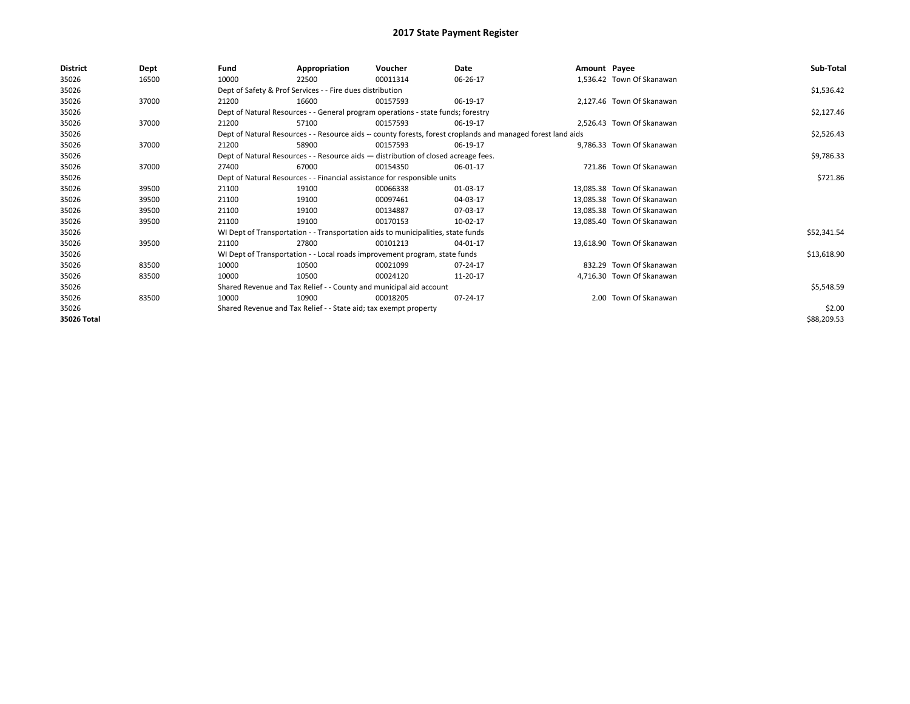# 2017 State Payment Register

| District | Dept | Fund | Appropriation | Voucher | Date | Amount | Payee | Sub-Total |
|---|---|---|---|---|---|---|---|---|
| 35026 | 16500 | 10000 | 22500 | 00011314 | 06-26-17 | 1,536.42 | Town Of Skanawan | |
| 35026 | | Dept of Safety & Prof Services - - Fire dues distribution | | | | | | $1,536.42 |
| 35026 | 37000 | 21200 | 16600 | 00157593 | 06-19-17 | 2,127.46 | Town Of Skanawan | |
| 35026 | | Dept of Natural Resources - - General program operations - state funds; forestry | | | | | | $2,127.46 |
| 35026 | 37000 | 21200 | 57100 | 00157593 | 06-19-17 | 2,526.43 | Town Of Skanawan | |
| 35026 | | Dept of Natural Resources - - Resource aids -- county forests, forest croplands and managed forest land aids | | | | | | $2,526.43 |
| 35026 | 37000 | 21200 | 58900 | 00157593 | 06-19-17 | 9,786.33 | Town Of Skanawan | |
| 35026 | | Dept of Natural Resources - - Resource aids — distribution of closed acreage fees. | | | | | | $9,786.33 |
| 35026 | 37000 | 27400 | 67000 | 00154350 | 06-01-17 | 721.86 | Town Of Skanawan | |
| 35026 | | Dept of Natural Resources - - Financial assistance for responsible units | | | | | | $721.86 |
| 35026 | 39500 | 21100 | 19100 | 00066338 | 01-03-17 | 13,085.38 | Town Of Skanawan | |
| 35026 | 39500 | 21100 | 19100 | 00097461 | 04-03-17 | 13,085.38 | Town Of Skanawan | |
| 35026 | 39500 | 21100 | 19100 | 00134887 | 07-03-17 | 13,085.38 | Town Of Skanawan | |
| 35026 | 39500 | 21100 | 19100 | 00170153 | 10-02-17 | 13,085.40 | Town Of Skanawan | |
| 35026 | | WI Dept of Transportation - - Transportation aids to municipalities, state funds | | | | | | $52,341.54 |
| 35026 | 39500 | 21100 | 27800 | 00101213 | 04-01-17 | 13,618.90 | Town Of Skanawan | |
| 35026 | | WI Dept of Transportation - - Local roads improvement program, state funds | | | | | | $13,618.90 |
| 35026 | 83500 | 10000 | 10500 | 00021099 | 07-24-17 | 832.29 | Town Of Skanawan | |
| 35026 | 83500 | 10000 | 10500 | 00024120 | 11-20-17 | 4,716.30 | Town Of Skanawan | |
| 35026 | | Shared Revenue and Tax Relief - - County and municipal aid account | | | | | | $5,548.59 |
| 35026 | 83500 | 10000 | 10900 | 00018205 | 07-24-17 | 2.00 | Town Of Skanawan | |
| 35026 | | Shared Revenue and Tax Relief - - State aid; tax exempt property | | | | | | $2.00 |
| 35026 Total | | | | | | | | $88,209.53 |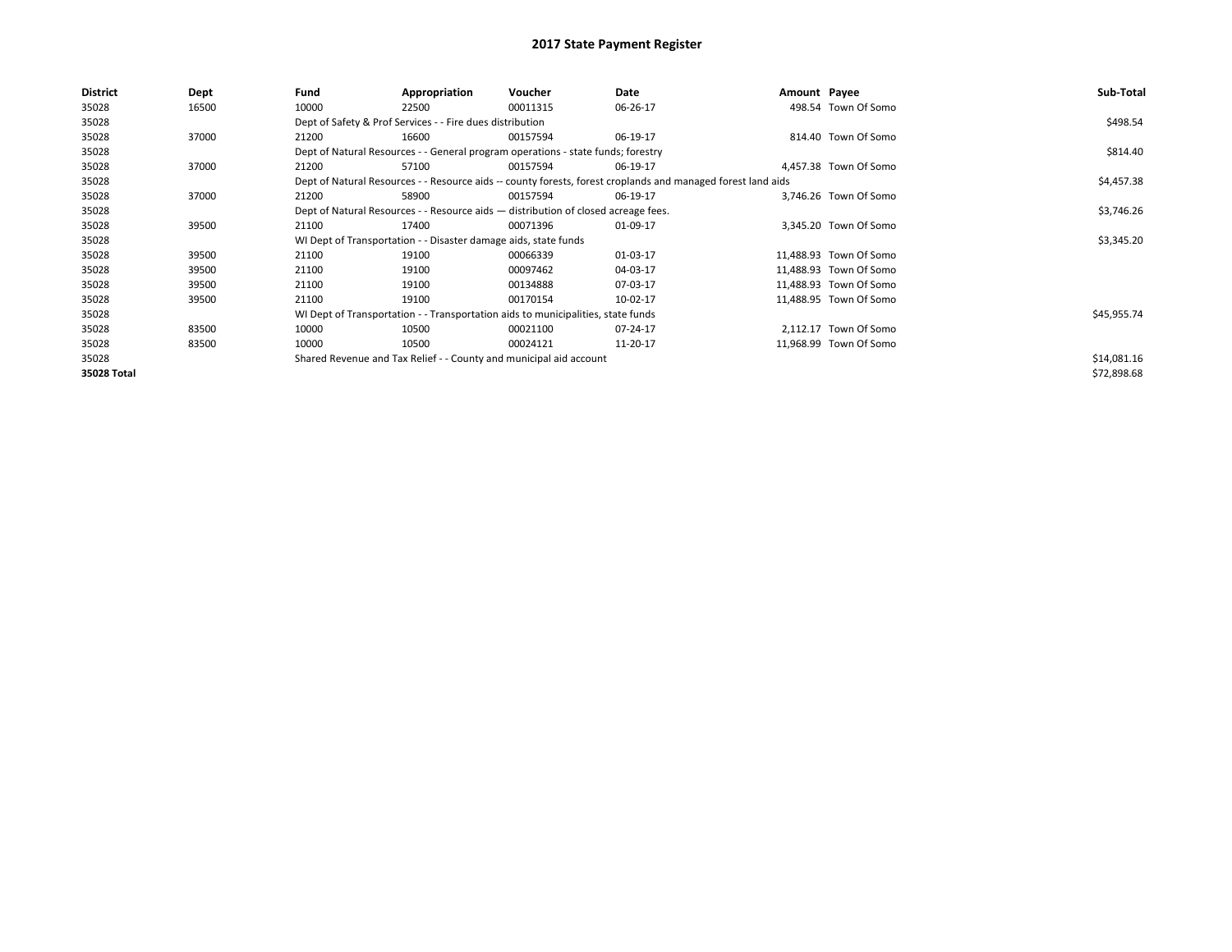# 2017 State Payment Register

| District | Dept | Fund | Appropriation | Voucher | Date | Amount | Payee | Sub-Total |
|---|---|---|---|---|---|---|---|---|
| 35028 | 16500 | 10000 | 22500 | 00011315 | 06-26-17 | 498.54 | Town Of Somo | |
| 35028 | | Dept of Safety & Prof Services - - Fire dues distribution | | | | | | $498.54 |
| 35028 | 37000 | 21200 | 16600 | 00157594 | 06-19-17 | 814.40 | Town Of Somo | |
| 35028 | | Dept of Natural Resources - - General program operations - state funds; forestry | | | | | | $814.40 |
| 35028 | 37000 | 21200 | 57100 | 00157594 | 06-19-17 | 4,457.38 | Town Of Somo | |
| 35028 | | Dept of Natural Resources - - Resource aids -- county forests, forest croplands and managed forest land aids | | | | | | $4,457.38 |
| 35028 | 37000 | 21200 | 58900 | 00157594 | 06-19-17 | 3,746.26 | Town Of Somo | |
| 35028 | | Dept of Natural Resources - - Resource aids — distribution of closed acreage fees. | | | | | | $3,746.26 |
| 35028 | 39500 | 21100 | 17400 | 00071396 | 01-09-17 | 3,345.20 | Town Of Somo | |
| 35028 | | WI Dept of Transportation - - Disaster damage aids, state funds | | | | | | $3,345.20 |
| 35028 | 39500 | 21100 | 19100 | 00066339 | 01-03-17 | 11,488.93 | Town Of Somo | |
| 35028 | 39500 | 21100 | 19100 | 00097462 | 04-03-17 | 11,488.93 | Town Of Somo | |
| 35028 | 39500 | 21100 | 19100 | 00134888 | 07-03-17 | 11,488.93 | Town Of Somo | |
| 35028 | 39500 | 21100 | 19100 | 00170154 | 10-02-17 | 11,488.95 | Town Of Somo | |
| 35028 | | WI Dept of Transportation - - Transportation aids to municipalities, state funds | | | | | | $45,955.74 |
| 35028 | 83500 | 10000 | 10500 | 00021100 | 07-24-17 | 2,112.17 | Town Of Somo | |
| 35028 | 83500 | 10000 | 10500 | 00024121 | 11-20-17 | 11,968.99 | Town Of Somo | |
| 35028 | | Shared Revenue and Tax Relief - - County and municipal aid account | | | | | | $14,081.16 |
| 35028 Total | | | | | | | | $72,898.68 |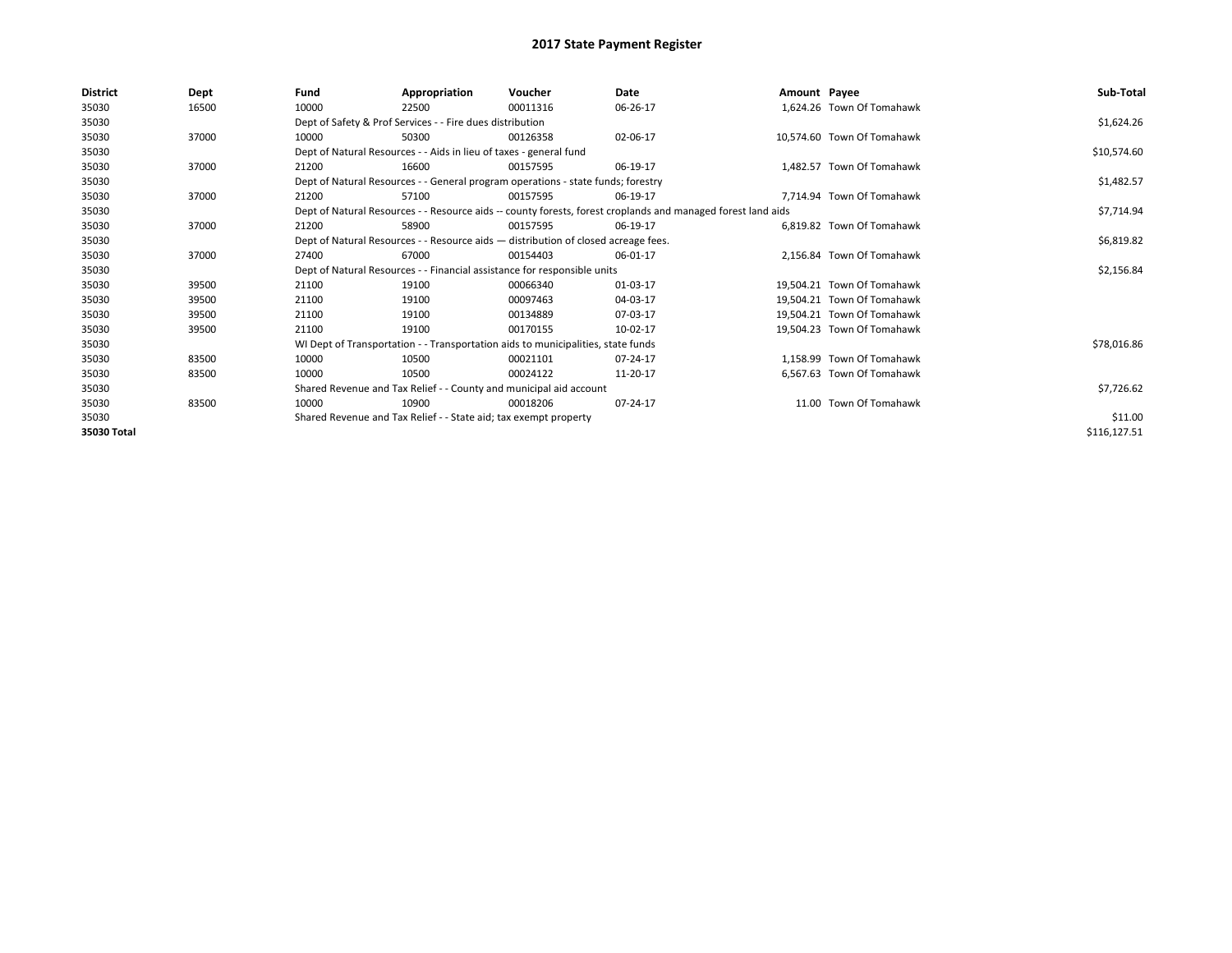# 2017 State Payment Register

| District | Dept | Fund | Appropriation | Voucher | Date | Amount | Payee | Sub-Total |
|---|---|---|---|---|---|---|---|---|
| 35030 | 16500 | 10000 | 22500 | 00011316 | 06-26-17 | 1,624.26 | Town Of Tomahawk | |
| 35030 | | Dept of Safety & Prof Services - - Fire dues distribution | | | | | | $1,624.26 |
| 35030 | 37000 | 10000 | 50300 | 00126358 | 02-06-17 | 10,574.60 | Town Of Tomahawk | |
| 35030 | | Dept of Natural Resources - - Aids in lieu of taxes - general fund | | | | | | $10,574.60 |
| 35030 | 37000 | 21200 | 16600 | 00157595 | 06-19-17 | 1,482.57 | Town Of Tomahawk | |
| 35030 | | Dept of Natural Resources - - General program operations - state funds; forestry | | | | | | $1,482.57 |
| 35030 | 37000 | 21200 | 57100 | 00157595 | 06-19-17 | 7,714.94 | Town Of Tomahawk | |
| 35030 | | Dept of Natural Resources - - Resource aids -- county forests, forest croplands and managed forest land aids | | | | | | $7,714.94 |
| 35030 | 37000 | 21200 | 58900 | 00157595 | 06-19-17 | 6,819.82 | Town Of Tomahawk | |
| 35030 | | Dept of Natural Resources - - Resource aids — distribution of closed acreage fees. | | | | | | $6,819.82 |
| 35030 | 37000 | 27400 | 67000 | 00154403 | 06-01-17 | 2,156.84 | Town Of Tomahawk | |
| 35030 | | Dept of Natural Resources - - Financial assistance for responsible units | | | | | | $2,156.84 |
| 35030 | 39500 | 21100 | 19100 | 00066340 | 01-03-17 | 19,504.21 | Town Of Tomahawk | |
| 35030 | 39500 | 21100 | 19100 | 00097463 | 04-03-17 | 19,504.21 | Town Of Tomahawk | |
| 35030 | 39500 | 21100 | 19100 | 00134889 | 07-03-17 | 19,504.21 | Town Of Tomahawk | |
| 35030 | 39500 | 21100 | 19100 | 00170155 | 10-02-17 | 19,504.23 | Town Of Tomahawk | |
| 35030 | | WI Dept of Transportation - - Transportation aids to municipalities, state funds | | | | | | $78,016.86 |
| 35030 | 83500 | 10000 | 10500 | 00021101 | 07-24-17 | 1,158.99 | Town Of Tomahawk | |
| 35030 | 83500 | 10000 | 10500 | 00024122 | 11-20-17 | 6,567.63 | Town Of Tomahawk | |
| 35030 | | Shared Revenue and Tax Relief - - County and municipal aid account | | | | | | $7,726.62 |
| 35030 | 83500 | 10000 | 10900 | 00018206 | 07-24-17 | 11.00 | Town Of Tomahawk | |
| 35030 | | Shared Revenue and Tax Relief - - State aid; tax exempt property | | | | | | $11.00 |
| 35030 Total | | | | | | | | $116,127.51 |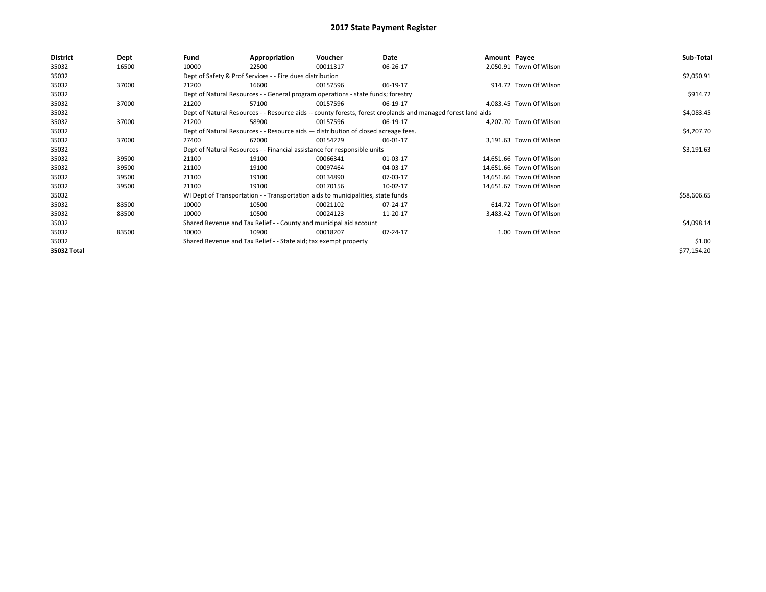# 2017 State Payment Register

| District | Dept | Fund | Appropriation | Voucher | Date | Amount | Payee | Sub-Total |
|---|---|---|---|---|---|---|---|---|
| 35032 | 16500 | 10000 | 22500 | 00011317 | 06-26-17 | 2,050.91 | Town Of Wilson | |
| 35032 | | Dept of Safety & Prof Services - - Fire dues distribution | | | | | | $2,050.91 |
| 35032 | 37000 | 21200 | 16600 | 00157596 | 06-19-17 | 914.72 | Town Of Wilson | |
| 35032 | | Dept of Natural Resources - - General program operations - state funds; forestry | | | | | | $914.72 |
| 35032 | 37000 | 21200 | 57100 | 00157596 | 06-19-17 | 4,083.45 | Town Of Wilson | |
| 35032 | | Dept of Natural Resources - - Resource aids -- county forests, forest croplands and managed forest land aids | | | | | | $4,083.45 |
| 35032 | 37000 | 21200 | 58900 | 00157596 | 06-19-17 | 4,207.70 | Town Of Wilson | |
| 35032 | | Dept of Natural Resources - - Resource aids — distribution of closed acreage fees. | | | | | | $4,207.70 |
| 35032 | 37000 | 27400 | 67000 | 00154229 | 06-01-17 | 3,191.63 | Town Of Wilson | |
| 35032 | | Dept of Natural Resources - - Financial assistance for responsible units | | | | | | $3,191.63 |
| 35032 | 39500 | 21100 | 19100 | 00066341 | 01-03-17 | 14,651.66 | Town Of Wilson | |
| 35032 | 39500 | 21100 | 19100 | 00097464 | 04-03-17 | 14,651.66 | Town Of Wilson | |
| 35032 | 39500 | 21100 | 19100 | 00134890 | 07-03-17 | 14,651.66 | Town Of Wilson | |
| 35032 | 39500 | 21100 | 19100 | 00170156 | 10-02-17 | 14,651.67 | Town Of Wilson | |
| 35032 | | WI Dept of Transportation - - Transportation aids to municipalities, state funds | | | | | | $58,606.65 |
| 35032 | 83500 | 10000 | 10500 | 00021102 | 07-24-17 | 614.72 | Town Of Wilson | |
| 35032 | 83500 | 10000 | 10500 | 00024123 | 11-20-17 | 3,483.42 | Town Of Wilson | |
| 35032 | | Shared Revenue and Tax Relief - - County and municipal aid account | | | | | | $4,098.14 |
| 35032 | 83500 | 10000 | 10900 | 00018207 | 07-24-17 | 1.00 | Town Of Wilson | |
| 35032 | | Shared Revenue and Tax Relief - - State aid; tax exempt property | | | | | | $1.00 |
| 35032 Total | | | | | | | | $77,154.20 |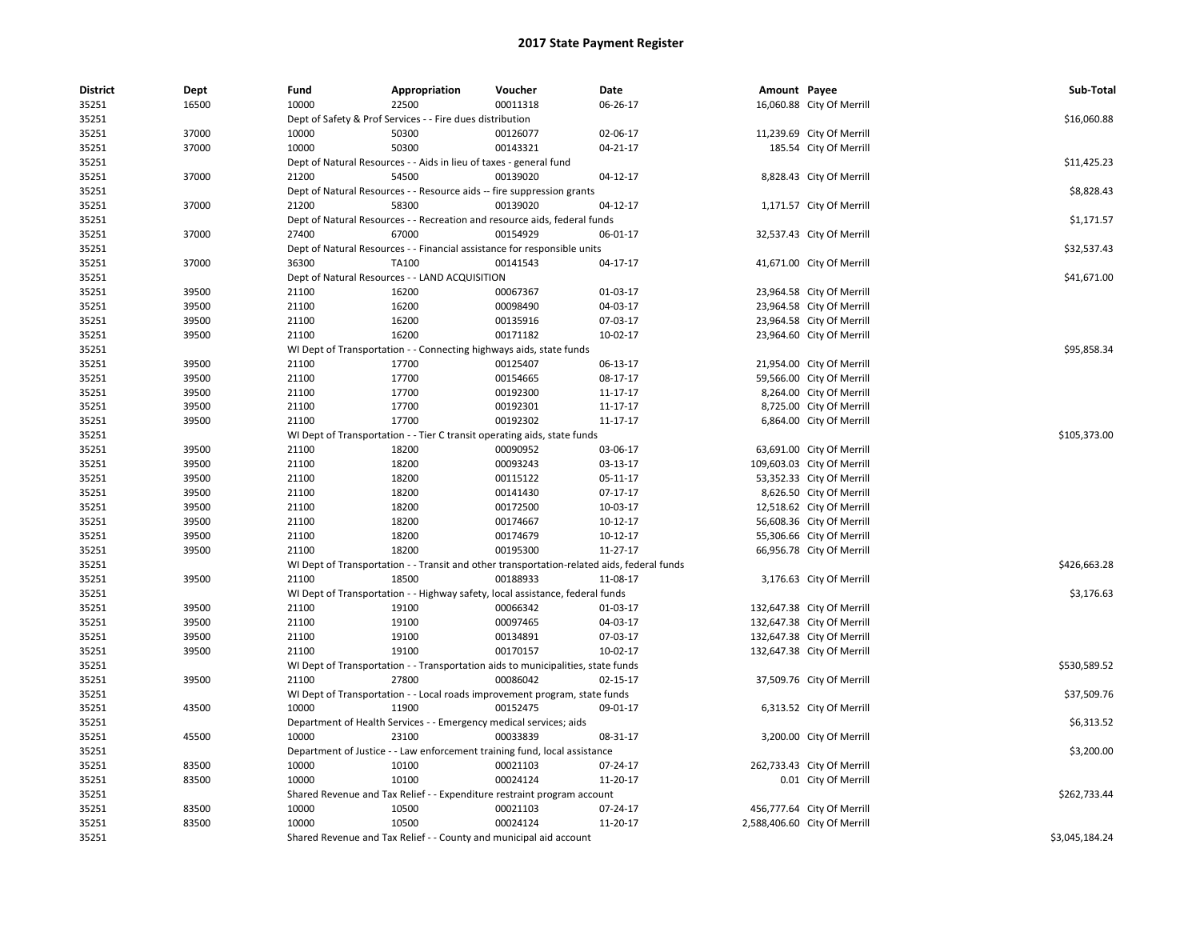# 2017 State Payment Register

| District | Dept | Fund | Appropriation | Voucher | Date | Amount | Payee | Sub-Total |
|---|---|---|---|---|---|---|---|---|
| 35251 | 16500 | 10000 | 22500 | 00011318 | 06-26-17 | 16,060.88 | City Of Merrill | |
| 35251 | | Dept of Safety & Prof Services - - Fire dues distribution | | | | | | $16,060.88 |
| 35251 | 37000 | 10000 | 50300 | 00126077 | 02-06-17 | 11,239.69 | City Of Merrill | |
| 35251 | 37000 | 10000 | 50300 | 00143321 | 04-21-17 | 185.54 | City Of Merrill | |
| 35251 | | Dept of Natural Resources - - Aids in lieu of taxes - general fund | | | | | | $11,425.23 |
| 35251 | 37000 | 21200 | 54500 | 00139020 | 04-12-17 | 8,828.43 | City Of Merrill | |
| 35251 | | Dept of Natural Resources - - Resource aids -- fire suppression grants | | | | | | $8,828.43 |
| 35251 | 37000 | 21200 | 58300 | 00139020 | 04-12-17 | 1,171.57 | City Of Merrill | |
| 35251 | | Dept of Natural Resources - - Recreation and resource aids, federal funds | | | | | | $1,171.57 |
| 35251 | 37000 | 27400 | 67000 | 00154929 | 06-01-17 | 32,537.43 | City Of Merrill | |
| 35251 | | Dept of Natural Resources - - Financial assistance for responsible units | | | | | | $32,537.43 |
| 35251 | 37000 | 36300 | TA100 | 00141543 | 04-17-17 | 41,671.00 | City Of Merrill | |
| 35251 | | Dept of Natural Resources - - LAND ACQUISITION | | | | | | $41,671.00 |
| 35251 | 39500 | 21100 | 16200 | 00067367 | 01-03-17 | 23,964.58 | City Of Merrill | |
| 35251 | 39500 | 21100 | 16200 | 00098490 | 04-03-17 | 23,964.58 | City Of Merrill | |
| 35251 | 39500 | 21100 | 16200 | 00135916 | 07-03-17 | 23,964.58 | City Of Merrill | |
| 35251 | 39500 | 21100 | 16200 | 00171182 | 10-02-17 | 23,964.60 | City Of Merrill | |
| 35251 | | WI Dept of Transportation - - Connecting highways aids, state funds | | | | | | $95,858.34 |
| 35251 | 39500 | 21100 | 17700 | 00125407 | 06-13-17 | 21,954.00 | City Of Merrill | |
| 35251 | 39500 | 21100 | 17700 | 00154665 | 08-17-17 | 59,566.00 | City Of Merrill | |
| 35251 | 39500 | 21100 | 17700 | 00192300 | 11-17-17 | 8,264.00 | City Of Merrill | |
| 35251 | 39500 | 21100 | 17700 | 00192301 | 11-17-17 | 8,725.00 | City Of Merrill | |
| 35251 | 39500 | 21100 | 17700 | 00192302 | 11-17-17 | 6,864.00 | City Of Merrill | |
| 35251 | | WI Dept of Transportation - - Tier C transit operating aids, state funds | | | | | | $105,373.00 |
| 35251 | 39500 | 21100 | 18200 | 00090952 | 03-06-17 | 63,691.00 | City Of Merrill | |
| 35251 | 39500 | 21100 | 18200 | 00093243 | 03-13-17 | 109,603.03 | City Of Merrill | |
| 35251 | 39500 | 21100 | 18200 | 00115122 | 05-11-17 | 53,352.33 | City Of Merrill | |
| 35251 | 39500 | 21100 | 18200 | 00141430 | 07-17-17 | 8,626.50 | City Of Merrill | |
| 35251 | 39500 | 21100 | 18200 | 00172500 | 10-03-17 | 12,518.62 | City Of Merrill | |
| 35251 | 39500 | 21100 | 18200 | 00174667 | 10-12-17 | 56,608.36 | City Of Merrill | |
| 35251 | 39500 | 21100 | 18200 | 00174679 | 10-12-17 | 55,306.66 | City Of Merrill | |
| 35251 | 39500 | 21100 | 18200 | 00195300 | 11-27-17 | 66,956.78 | City Of Merrill | |
| 35251 | | WI Dept of Transportation - - Transit and other transportation-related aids, federal funds | | | | | | $426,663.28 |
| 35251 | 39500 | 21100 | 18500 | 00188933 | 11-08-17 | 3,176.63 | City Of Merrill | |
| 35251 | | WI Dept of Transportation - - Highway safety, local assistance, federal funds | | | | | | $3,176.63 |
| 35251 | 39500 | 21100 | 19100 | 00066342 | 01-03-17 | 132,647.38 | City Of Merrill | |
| 35251 | 39500 | 21100 | 19100 | 00097465 | 04-03-17 | 132,647.38 | City Of Merrill | |
| 35251 | 39500 | 21100 | 19100 | 00134891 | 07-03-17 | 132,647.38 | City Of Merrill | |
| 35251 | 39500 | 21100 | 19100 | 00170157 | 10-02-17 | 132,647.38 | City Of Merrill | |
| 35251 | | WI Dept of Transportation - - Transportation aids to municipalities, state funds | | | | | | $530,589.52 |
| 35251 | 39500 | 21100 | 27800 | 00086042 | 02-15-17 | 37,509.76 | City Of Merrill | |
| 35251 | | WI Dept of Transportation - - Local roads improvement program, state funds | | | | | | $37,509.76 |
| 35251 | 43500 | 10000 | 11900 | 00152475 | 09-01-17 | 6,313.52 | City Of Merrill | |
| 35251 | | Department of Health Services - - Emergency medical services; aids | | | | | | $6,313.52 |
| 35251 | 45500 | 10000 | 23100 | 00033839 | 08-31-17 | 3,200.00 | City Of Merrill | |
| 35251 | | Department of Justice - - Law enforcement training fund, local assistance | | | | | | $3,200.00 |
| 35251 | 83500 | 10000 | 10100 | 00021103 | 07-24-17 | 262,733.43 | City Of Merrill | |
| 35251 | 83500 | 10000 | 10100 | 00024124 | 11-20-17 | 0.01 | City Of Merrill | |
| 35251 | | Shared Revenue and Tax Relief - - Expenditure restraint program account | | | | | | $262,733.44 |
| 35251 | 83500 | 10000 | 10500 | 00021103 | 07-24-17 | 456,777.64 | City Of Merrill | |
| 35251 | 83500 | 10000 | 10500 | 00024124 | 11-20-17 | 2,588,406.60 | City Of Merrill | |
| 35251 | | Shared Revenue and Tax Relief - - County and municipal aid account | | | | | | $3,045,184.24 |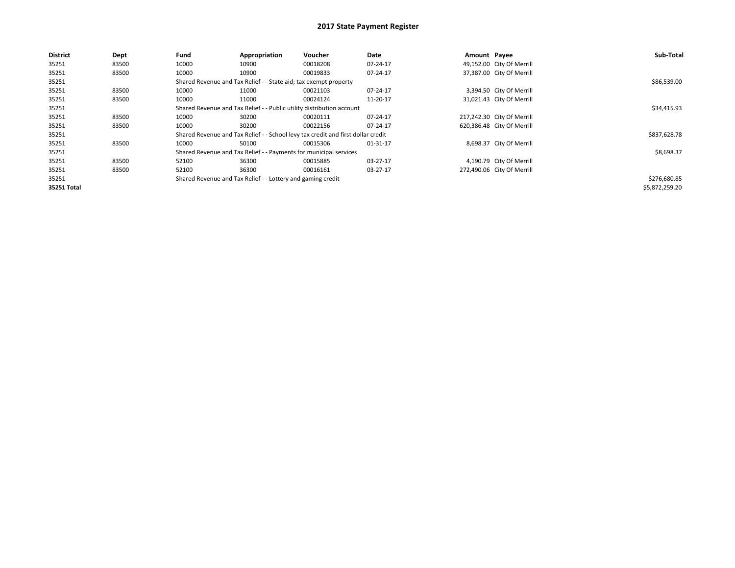# 2017 State Payment Register

| District | Dept | Fund | Appropriation | Voucher | Date | Amount | Payee | Sub-Total |
|---|---|---|---|---|---|---|---|---|
| 35251 | 83500 | 10000 | 10900 | 00018208 | 07-24-17 | 49,152.00 | City Of Merrill | |
| 35251 | 83500 | 10000 | 10900 | 00019833 | 07-24-17 | 37,387.00 | City Of Merrill | |
| 35251 | | Shared Revenue and Tax Relief - - State aid; tax exempt property | | | | | | $86,539.00 |
| 35251 | 83500 | 10000 | 11000 | 00021103 | 07-24-17 | 3,394.50 | City Of Merrill | |
| 35251 | 83500 | 10000 | 11000 | 00024124 | 11-20-17 | 31,021.43 | City Of Merrill | |
| 35251 | | Shared Revenue and Tax Relief - - Public utility distribution account | | | | | | $34,415.93 |
| 35251 | 83500 | 10000 | 30200 | 00020111 | 07-24-17 | 217,242.30 | City Of Merrill | |
| 35251 | 83500 | 10000 | 30200 | 00022156 | 07-24-17 | 620,386.48 | City Of Merrill | |
| 35251 | | Shared Revenue and Tax Relief - - School levy tax credit and first dollar credit | | | | | | $837,628.78 |
| 35251 | 83500 | 10000 | 50100 | 00015306 | 01-31-17 | 8,698.37 | City Of Merrill | |
| 35251 | | Shared Revenue and Tax Relief - - Payments for municipal services | | | | | | $8,698.37 |
| 35251 | 83500 | 52100 | 36300 | 00015885 | 03-27-17 | 4,190.79 | City Of Merrill | |
| 35251 | 83500 | 52100 | 36300 | 00016161 | 03-27-17 | 272,490.06 | City Of Merrill | |
| 35251 | | Shared Revenue and Tax Relief - - Lottery and gaming credit | | | | | | $276,680.85 |
| **35251 Total** | | | | | | | | $5,872,259.20 |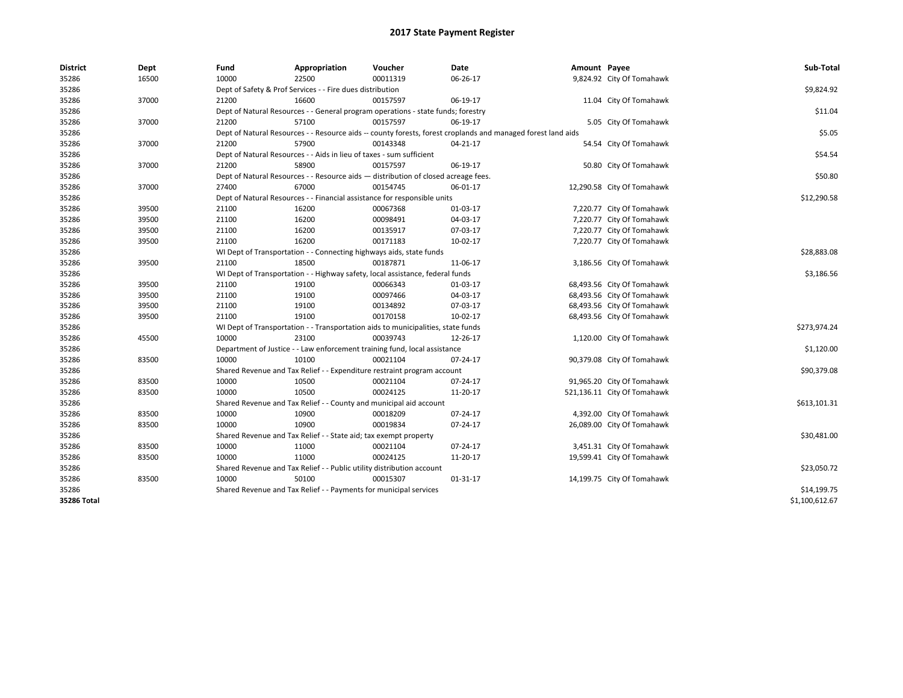# 2017 State Payment Register

| District | Dept | Fund | Appropriation | Voucher | Date | Amount | Payee | Sub-Total |
|---|---|---|---|---|---|---|---|---|
| 35286 | 16500 | 10000 | 22500 | 00011319 | 06-26-17 | 9,824.92 | City Of Tomahawk | |
| 35286 | | Dept of Safety & Prof Services - - Fire dues distribution | | | | | | $9,824.92 |
| 35286 | 37000 | 21200 | 16600 | 00157597 | 06-19-17 | 11.04 | City Of Tomahawk | |
| 35286 | | Dept of Natural Resources - - General program operations - state funds; forestry | | | | | | $11.04 |
| 35286 | 37000 | 21200 | 57100 | 00157597 | 06-19-17 | 5.05 | City Of Tomahawk | |
| 35286 | | Dept of Natural Resources - - Resource aids -- county forests, forest croplands and managed forest land aids | | | | | | $5.05 |
| 35286 | 37000 | 21200 | 57900 | 00143348 | 04-21-17 | 54.54 | City Of Tomahawk | |
| 35286 | | Dept of Natural Resources - - Aids in lieu of taxes - sum sufficient | | | | | | $54.54 |
| 35286 | 37000 | 21200 | 58900 | 00157597 | 06-19-17 | 50.80 | City Of Tomahawk | |
| 35286 | | Dept of Natural Resources - - Resource aids — distribution of closed acreage fees. | | | | | | $50.80 |
| 35286 | 37000 | 27400 | 67000 | 00154745 | 06-01-17 | 12,290.58 | City Of Tomahawk | |
| 35286 | | Dept of Natural Resources - - Financial assistance for responsible units | | | | | | $12,290.58 |
| 35286 | 39500 | 21100 | 16200 | 00067368 | 01-03-17 | 7,220.77 | City Of Tomahawk | |
| 35286 | 39500 | 21100 | 16200 | 00098491 | 04-03-17 | 7,220.77 | City Of Tomahawk | |
| 35286 | 39500 | 21100 | 16200 | 00135917 | 07-03-17 | 7,220.77 | City Of Tomahawk | |
| 35286 | 39500 | 21100 | 16200 | 00171183 | 10-02-17 | 7,220.77 | City Of Tomahawk | |
| 35286 | | WI Dept of Transportation - - Connecting highways aids, state funds | | | | | | $28,883.08 |
| 35286 | 39500 | 21100 | 18500 | 00187871 | 11-06-17 | 3,186.56 | City Of Tomahawk | |
| 35286 | | WI Dept of Transportation - - Highway safety, local assistance, federal funds | | | | | | $3,186.56 |
| 35286 | 39500 | 21100 | 19100 | 00066343 | 01-03-17 | 68,493.56 | City Of Tomahawk | |
| 35286 | 39500 | 21100 | 19100 | 00097466 | 04-03-17 | 68,493.56 | City Of Tomahawk | |
| 35286 | 39500 | 21100 | 19100 | 00134892 | 07-03-17 | 68,493.56 | City Of Tomahawk | |
| 35286 | 39500 | 21100 | 19100 | 00170158 | 10-02-17 | 68,493.56 | City Of Tomahawk | |
| 35286 | | WI Dept of Transportation - - Transportation aids to municipalities, state funds | | | | | | $273,974.24 |
| 35286 | 45500 | 10000 | 23100 | 00039743 | 12-26-17 | 1,120.00 | City Of Tomahawk | |
| 35286 | | Department of Justice - - Law enforcement training fund, local assistance | | | | | | $1,120.00 |
| 35286 | 83500 | 10000 | 10100 | 00021104 | 07-24-17 | 90,379.08 | City Of Tomahawk | |
| 35286 | | Shared Revenue and Tax Relief - - Expenditure restraint program account | | | | | | $90,379.08 |
| 35286 | 83500 | 10000 | 10500 | 00021104 | 07-24-17 | 91,965.20 | City Of Tomahawk | |
| 35286 | 83500 | 10000 | 10500 | 00024125 | 11-20-17 | 521,136.11 | City Of Tomahawk | |
| 35286 | | Shared Revenue and Tax Relief - - County and municipal aid account | | | | | | $613,101.31 |
| 35286 | 83500 | 10000 | 10900 | 00018209 | 07-24-17 | 4,392.00 | City Of Tomahawk | |
| 35286 | 83500 | 10000 | 10900 | 00019834 | 07-24-17 | 26,089.00 | City Of Tomahawk | |
| 35286 | | Shared Revenue and Tax Relief - - State aid; tax exempt property | | | | | | $30,481.00 |
| 35286 | 83500 | 10000 | 11000 | 00021104 | 07-24-17 | 3,451.31 | City Of Tomahawk | |
| 35286 | 83500 | 10000 | 11000 | 00024125 | 11-20-17 | 19,599.41 | City Of Tomahawk | |
| 35286 | | Shared Revenue and Tax Relief - - Public utility distribution account | | | | | | $23,050.72 |
| 35286 | 83500 | 10000 | 50100 | 00015307 | 01-31-17 | 14,199.75 | City Of Tomahawk | |
| 35286 | | Shared Revenue and Tax Relief - - Payments for municipal services | | | | | | $14,199.75 |
| **35286 Total** | | | | | | | | $1,100,612.67 |